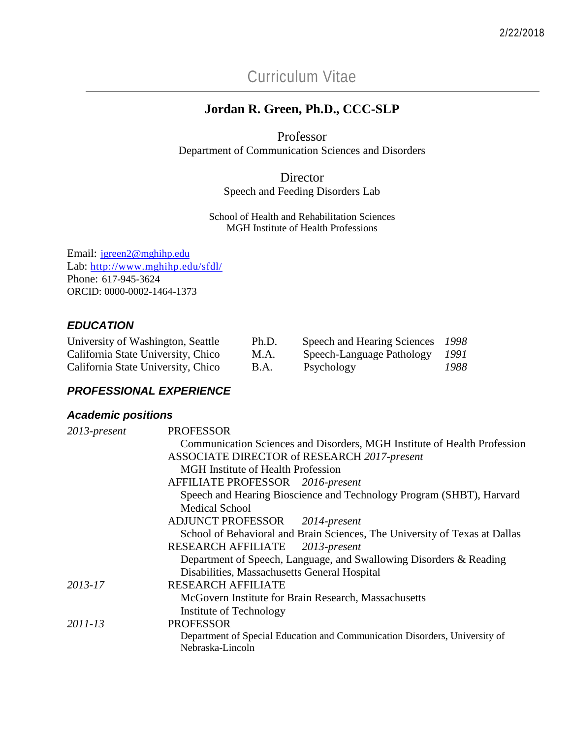2/22/2018

# Curriculum Vitae

## Jordan R. Green, Ph.D., CCC-SLP

Professor
Department of Communication Sciences and Disorders

Director
Speech and Feeding Disorders Lab

School of Health and Rehabilitation Sciences
MGH Institute of Health Professions

Email: jgreen2@mghihp.edu
Lab: http://www.mghihp.edu/sfdl/
Phone: 617-945-3624
ORCID: 0000-0002-1464-1373

### *EDUCATION*

| | | | |
|---|---|---|---|
| University of Washington, Seattle | Ph.D. | Speech and Hearing Sciences | *1998* |
| California State University, Chico | M.A. | Speech-Language Pathology | *1991* |
| California State University, Chico | B.A. | Psychology | *1988* |

### *PROFESSIONAL EXPERIENCE*

#### *Academic positions*

*2013-present*
PROFESSOR
Communication Sciences and Disorders, MGH Institute of Health Profession
ASSOCIATE DIRECTOR of RESEARCH *2017-present*
MGH Institute of Health Profession
AFFILIATE PROFESSOR *2016-present*
Speech and Hearing Bioscience and Technology Program (SHBT), Harvard Medical School
ADJUNCT PROFESSOR *2014-present*
School of Behavioral and Brain Sciences, The University of Texas at Dallas
RESEARCH AFFILIATE *2013-present*
Department of Speech, Language, and Swallowing Disorders & Reading Disabilities, Massachusetts General Hospital

*2013-17*
RESEARCH AFFILIATE
McGovern Institute for Brain Research, Massachusetts Institute of Technology

*2011-13*
PROFESSOR
Department of Special Education and Communication Disorders, University of Nebraska-Lincoln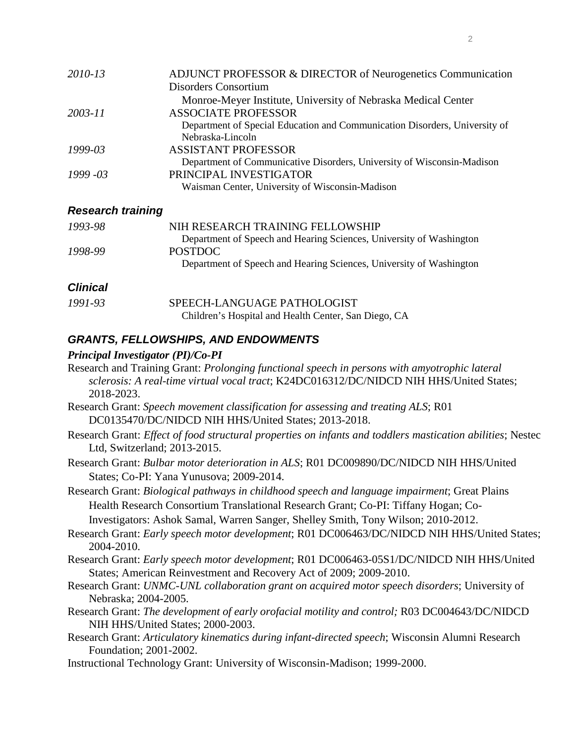| | |
|---|---|
| *2010-13* | ADJUNCT PROFESSOR & DIRECTOR of Neurogenetics Communication Disorders Consortium<br>Monroe-Meyer Institute, University of Nebraska Medical Center |
| *2003-11* | ASSOCIATE PROFESSOR<br>Department of Special Education and Communication Disorders, University of Nebraska-Lincoln |
| *1999-03* | ASSISTANT PROFESSOR<br>Department of Communicative Disorders, University of Wisconsin-Madison |
| *1999 -03* | PRINCIPAL INVESTIGATOR<br>Waisman Center, University of Wisconsin-Madison |

### *Research training*

| | |
|---|---|
| *1993-98* | NIH RESEARCH TRAINING FELLOWSHIP<br>Department of Speech and Hearing Sciences, University of Washington |
| *1998-99* | POSTDOC<br>Department of Speech and Hearing Sciences, University of Washington |

### *Clinical*

| | |
|---|---|
| *1991-93* | SPEECH-LANGUAGE PATHOLOGIST<br>Children's Hospital and Health Center, San Diego, CA |

## *GRANTS, FELLOWSHIPS, AND ENDOWMENTS*

***Principal Investigator (PI)/Co-PI***

Research and Training Grant: *Prolonging functional speech in persons with amyotrophic lateral sclerosis: A real-time virtual vocal tract*; K24DC016312/DC/NIDCD NIH HHS/United States; 2018-2023.

Research Grant: *Speech movement classification for assessing and treating ALS*; R01 DC0135470/DC/NIDCD NIH HHS/United States; 2013-2018.

Research Grant: *Effect of food structural properties on infants and toddlers mastication abilities*; Nestec Ltd, Switzerland; 2013-2015.

Research Grant: *Bulbar motor deterioration in ALS*; R01 DC009890/DC/NIDCD NIH HHS/United States; Co-PI: Yana Yunusova; 2009-2014.

Research Grant: *Biological pathways in childhood speech and language impairment*; Great Plains Health Research Consortium Translational Research Grant; Co-PI: Tiffany Hogan; Co-Investigators: Ashok Samal, Warren Sanger, Shelley Smith, Tony Wilson; 2010-2012.

Research Grant: *Early speech motor development*; R01 DC006463/DC/NIDCD NIH HHS/United States; 2004-2010.

Research Grant: *Early speech motor development*; R01 DC006463-05S1/DC/NIDCD NIH HHS/United States; American Reinvestment and Recovery Act of 2009; 2009-2010.

Research Grant: *UNMC-UNL collaboration grant on acquired motor speech disorders*; University of Nebraska; 2004-2005.

Research Grant: *The development of early orofacial motility and control;* R03 DC004643/DC/NIDCD NIH HHS/United States; 2000-2003.

Research Grant: *Articulatory kinematics during infant-directed speech*; Wisconsin Alumni Research Foundation; 2001-2002.

Instructional Technology Grant: University of Wisconsin-Madison; 1999-2000.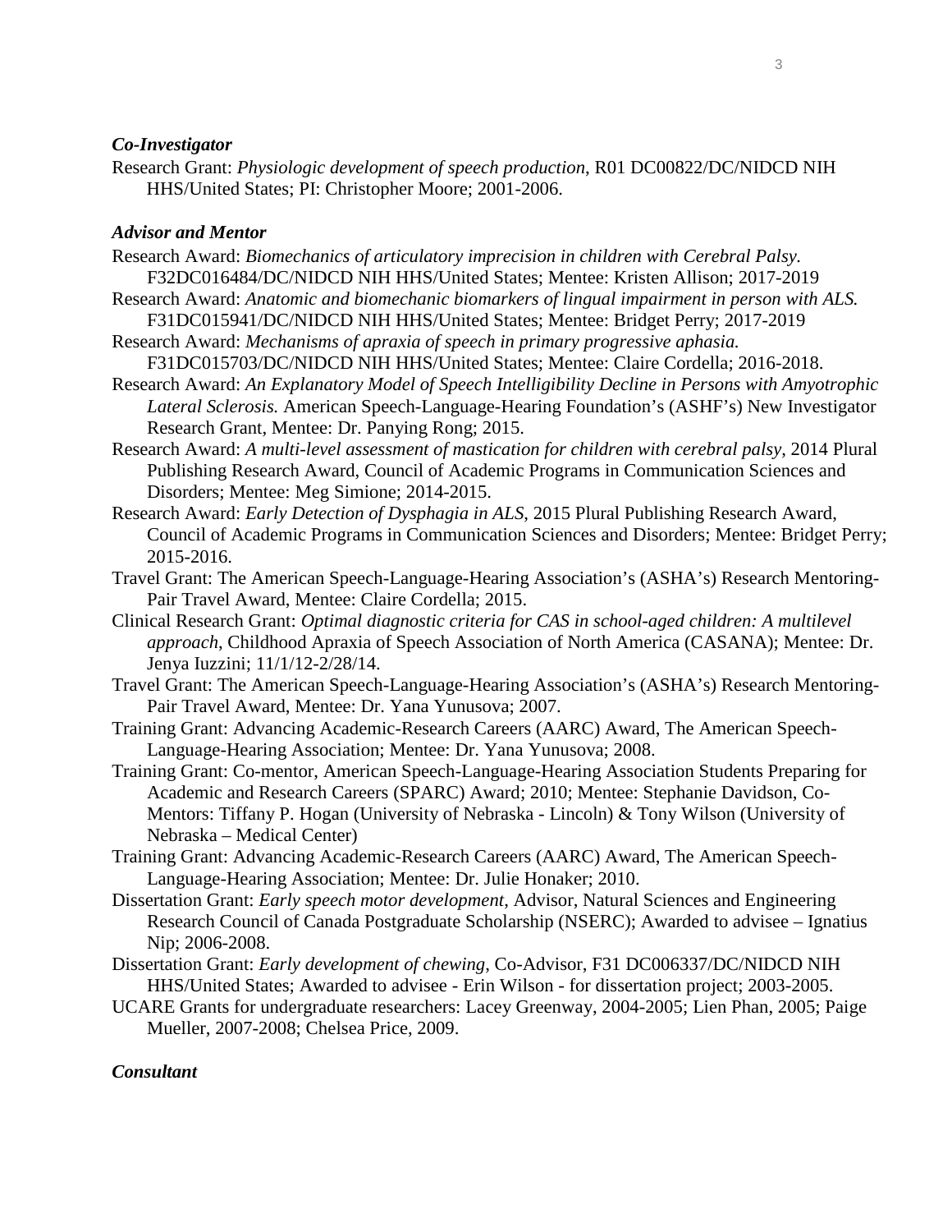### *Co-Investigator*

Research Grant: *Physiologic development of speech production*, R01 DC00822/DC/NIDCD NIH HHS/United States; PI: Christopher Moore; 2001-2006.

### *Advisor and Mentor*

Research Award: *Biomechanics of articulatory imprecision in children with Cerebral Palsy.* F32DC016484/DC/NIDCD NIH HHS/United States; Mentee: Kristen Allison; 2017-2019

Research Award: *Anatomic and biomechanic biomarkers of lingual impairment in person with ALS.* F31DC015941/DC/NIDCD NIH HHS/United States; Mentee: Bridget Perry; 2017-2019

Research Award: *Mechanisms of apraxia of speech in primary progressive aphasia.* F31DC015703/DC/NIDCD NIH HHS/United States; Mentee: Claire Cordella; 2016-2018.

Research Award: *An Explanatory Model of Speech Intelligibility Decline in Persons with Amyotrophic Lateral Sclerosis.* American Speech-Language-Hearing Foundation's (ASHF's) New Investigator Research Grant, Mentee: Dr. Panying Rong; 2015.

Research Award: *A multi-level assessment of mastication for children with cerebral palsy*, 2014 Plural Publishing Research Award, Council of Academic Programs in Communication Sciences and Disorders; Mentee: Meg Simione; 2014-2015.

Research Award: *Early Detection of Dysphagia in ALS*, 2015 Plural Publishing Research Award, Council of Academic Programs in Communication Sciences and Disorders; Mentee: Bridget Perry; 2015-2016.

Travel Grant: The American Speech-Language-Hearing Association's (ASHA's) Research Mentoring-Pair Travel Award, Mentee: Claire Cordella; 2015.

Clinical Research Grant: *Optimal diagnostic criteria for CAS in school-aged children: A multilevel approach*, Childhood Apraxia of Speech Association of North America (CASANA); Mentee: Dr. Jenya Iuzzini; 11/1/12-2/28/14.

Travel Grant: The American Speech-Language-Hearing Association's (ASHA's) Research Mentoring-Pair Travel Award, Mentee: Dr. Yana Yunusova; 2007.

Training Grant: Advancing Academic-Research Careers (AARC) Award, The American Speech-Language-Hearing Association; Mentee: Dr. Yana Yunusova; 2008.

Training Grant: Co-mentor, American Speech-Language-Hearing Association Students Preparing for Academic and Research Careers (SPARC) Award; 2010; Mentee: Stephanie Davidson, Co-Mentors: Tiffany P. Hogan (University of Nebraska - Lincoln) & Tony Wilson (University of Nebraska – Medical Center)

Training Grant: Advancing Academic-Research Careers (AARC) Award, The American Speech-Language-Hearing Association; Mentee: Dr. Julie Honaker; 2010.

Dissertation Grant: *Early speech motor development*, Advisor, Natural Sciences and Engineering Research Council of Canada Postgraduate Scholarship (NSERC); Awarded to advisee – Ignatius Nip; 2006-2008.

Dissertation Grant: *Early development of chewing*, Co-Advisor, F31 DC006337/DC/NIDCD NIH HHS/United States; Awarded to advisee - Erin Wilson - for dissertation project; 2003-2005.

UCARE Grants for undergraduate researchers: Lacey Greenway, 2004-2005; Lien Phan, 2005; Paige Mueller, 2007-2008; Chelsea Price, 2009.

### *Consultant*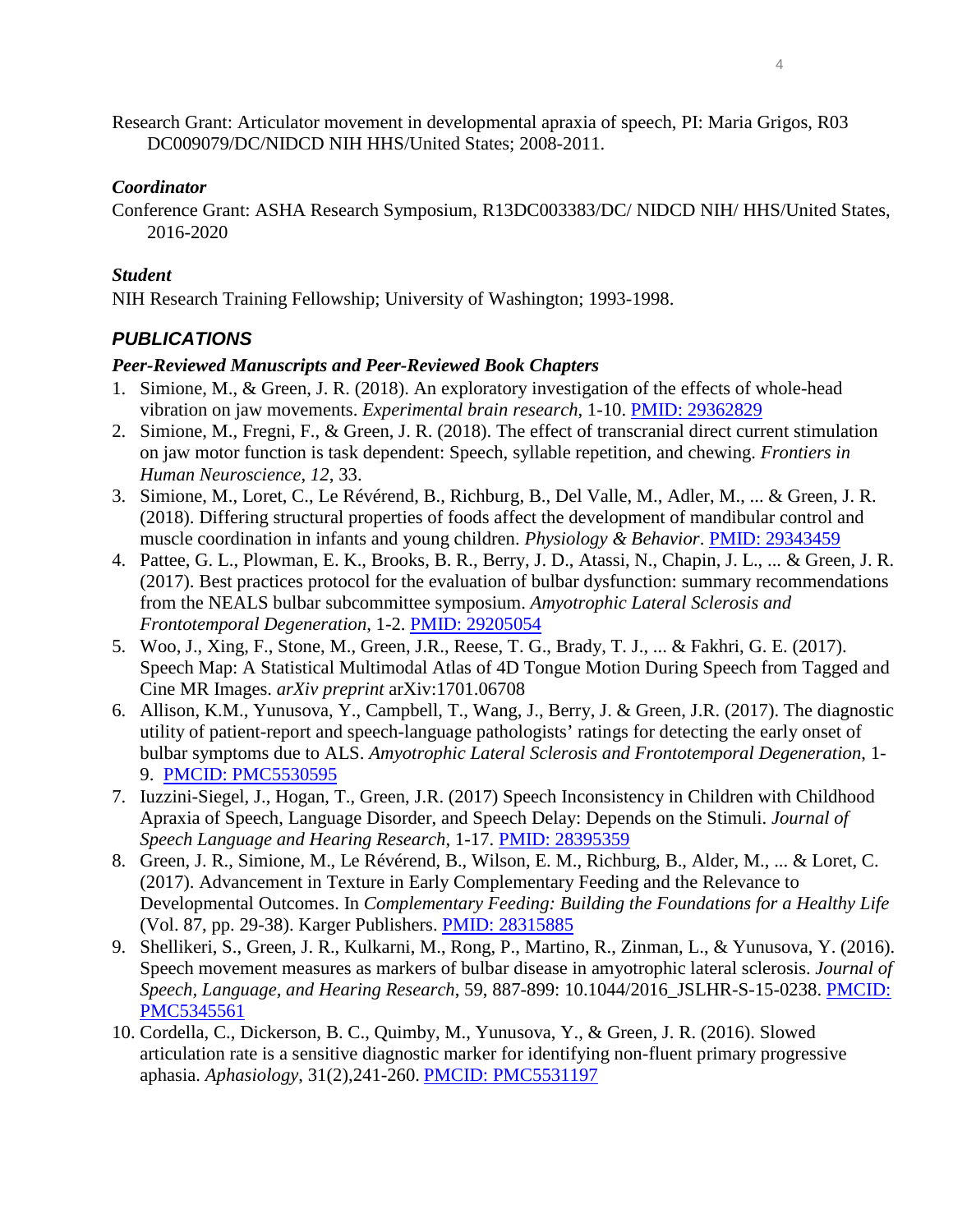Research Grant: Articulator movement in developmental apraxia of speech, PI: Maria Grigos, R03 DC009079/DC/NIDCD NIH HHS/United States; 2008-2011.

***Coordinator***

Conference Grant: ASHA Research Symposium, R13DC003383/DC/ NIDCD NIH/ HHS/United States, 2016-2020

***Student***

NIH Research Training Fellowship; University of Washington; 1993-1998.

## ***PUBLICATIONS***

### ***Peer-Reviewed Manuscripts and Peer-Reviewed Book Chapters***

1. Simione, M., & Green, J. R. (2018). An exploratory investigation of the effects of whole-head vibration on jaw movements. *Experimental brain research*, 1-10. PMID: 29362829
2. Simione, M., Fregni, F., & Green, J. R. (2018). The effect of transcranial direct current stimulation on jaw motor function is task dependent: Speech, syllable repetition, and chewing. *Frontiers in Human Neuroscience*, *12*, 33.
3. Simione, M., Loret, C., Le Révérend, B., Richburg, B., Del Valle, M., Adler, M., ... & Green, J. R. (2018). Differing structural properties of foods affect the development of mandibular control and muscle coordination in infants and young children. *Physiology & Behavior*. PMID: 29343459
4. Pattee, G. L., Plowman, E. K., Brooks, B. R., Berry, J. D., Atassi, N., Chapin, J. L., ... & Green, J. R. (2017). Best practices protocol for the evaluation of bulbar dysfunction: summary recommendations from the NEALS bulbar subcommittee symposium. *Amyotrophic Lateral Sclerosis and Frontotemporal Degeneration*, 1-2. PMID: 29205054
5. Woo, J., Xing, F., Stone, M., Green, J.R., Reese, T. G., Brady, T. J., ... & Fakhri, G. E. (2017). Speech Map: A Statistical Multimodal Atlas of 4D Tongue Motion During Speech from Tagged and Cine MR Images. *arXiv preprint* arXiv:1701.06708
6. Allison, K.M., Yunusova, Y., Campbell, T., Wang, J., Berry, J. & Green, J.R. (2017). The diagnostic utility of patient-report and speech-language pathologists' ratings for detecting the early onset of bulbar symptoms due to ALS. *Amyotrophic Lateral Sclerosis and Frontotemporal Degeneration*, 1-9. PMCID: PMC5530595
7. Iuzzini-Siegel, J., Hogan, T., Green, J.R. (2017) Speech Inconsistency in Children with Childhood Apraxia of Speech, Language Disorder, and Speech Delay: Depends on the Stimuli. *Journal of Speech Language and Hearing Research*, 1-17. PMID: 28395359
8. Green, J. R., Simione, M., Le Révérend, B., Wilson, E. M., Richburg, B., Alder, M., ... & Loret, C. (2017). Advancement in Texture in Early Complementary Feeding and the Relevance to Developmental Outcomes. In *Complementary Feeding: Building the Foundations for a Healthy Life* (Vol. 87, pp. 29-38). Karger Publishers. PMID: 28315885
9. Shellikeri, S., Green, J. R., Kulkarni, M., Rong, P., Martino, R., Zinman, L., & Yunusova, Y. (2016). Speech movement measures as markers of bulbar disease in amyotrophic lateral sclerosis. *Journal of Speech, Language, and Hearing Research*, 59, 887-899: 10.1044/2016_JSLHR-S-15-0238. PMCID: PMC5345561
10. Cordella, C., Dickerson, B. C., Quimby, M., Yunusova, Y., & Green, J. R. (2016). Slowed articulation rate is a sensitive diagnostic marker for identifying non-fluent primary progressive aphasia. *Aphasiology*, 31(2),241-260. PMCID: PMC5531197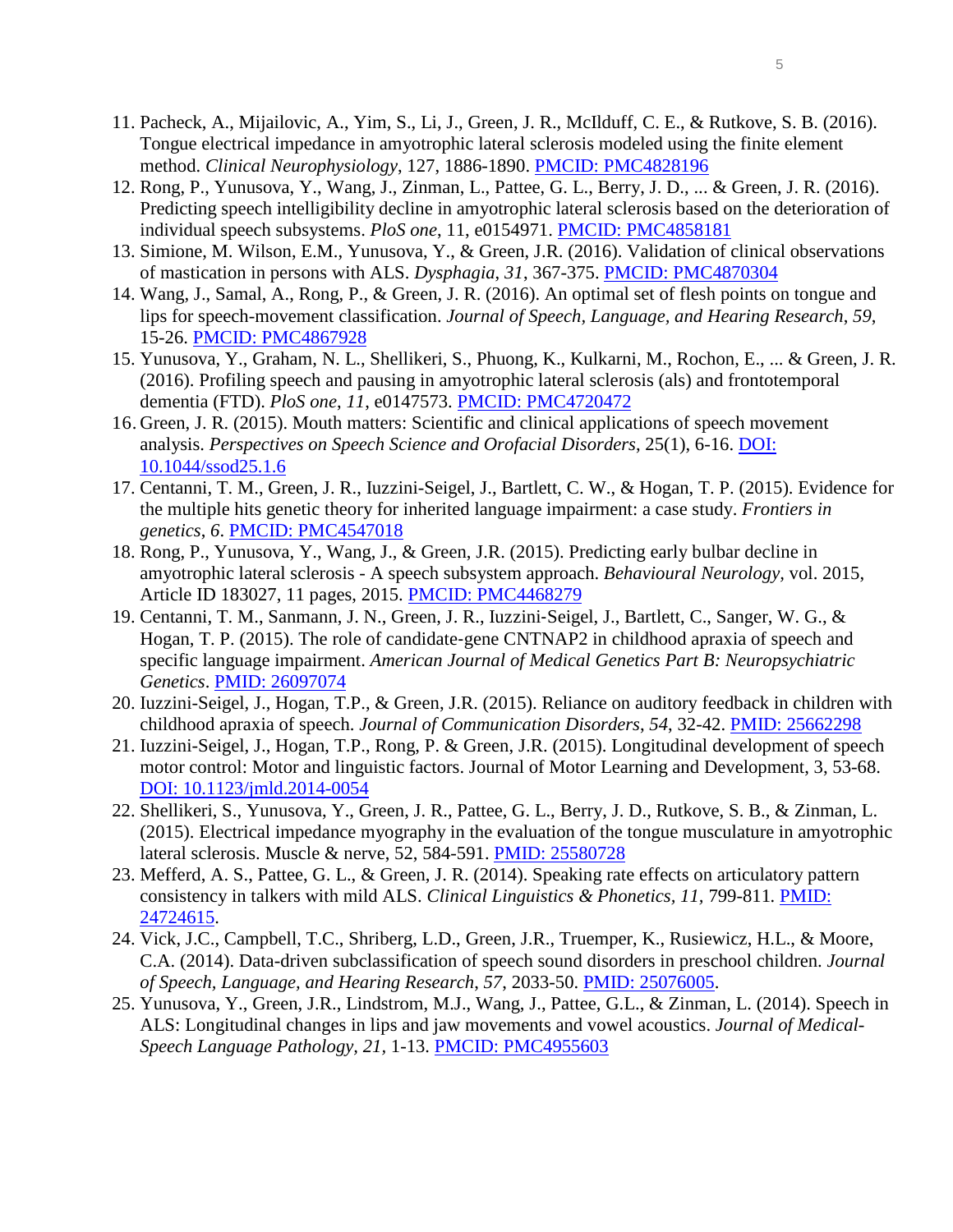11. Pacheck, A., Mijailovic, A., Yim, S., Li, J., Green, J. R., McIlduff, C. E., & Rutkove, S. B. (2016). Tongue electrical impedance in amyotrophic lateral sclerosis modeled using the finite element method. *Clinical Neurophysiology*, 127, 1886-1890. PMCID: PMC4828196
12. Rong, P., Yunusova, Y., Wang, J., Zinman, L., Pattee, G. L., Berry, J. D., ... & Green, J. R. (2016). Predicting speech intelligibility decline in amyotrophic lateral sclerosis based on the deterioration of individual speech subsystems. *PloS one*, 11, e0154971. PMCID: PMC4858181
13. Simione, M. Wilson, E.M., Yunusova, Y., & Green, J.R. (2016). Validation of clinical observations of mastication in persons with ALS. *Dysphagia*, *31*, 367-375. PMCID: PMC4870304
14. Wang, J., Samal, A., Rong, P., & Green, J. R. (2016). An optimal set of flesh points on tongue and lips for speech-movement classification. *Journal of Speech, Language, and Hearing Research*, *59*, 15-26. PMCID: PMC4867928
15. Yunusova, Y., Graham, N. L., Shellikeri, S., Phuong, K., Kulkarni, M., Rochon, E., ... & Green, J. R. (2016). Profiling speech and pausing in amyotrophic lateral sclerosis (als) and frontotemporal dementia (FTD). *PloS one*, *11*, e0147573. PMCID: PMC4720472
16. Green, J. R. (2015). Mouth matters: Scientific and clinical applications of speech movement analysis. *Perspectives on Speech Science and Orofacial Disorders*, 25(1), 6-16. DOI: 10.1044/ssod25.1.6
17. Centanni, T. M., Green, J. R., Iuzzini-Seigel, J., Bartlett, C. W., & Hogan, T. P. (2015). Evidence for the multiple hits genetic theory for inherited language impairment: a case study. *Frontiers in genetics*, *6*. PMCID: PMC4547018
18. Rong, P., Yunusova, Y., Wang, J., & Green, J.R. (2015). Predicting early bulbar decline in amyotrophic lateral sclerosis - A speech subsystem approach. *Behavioural Neurology*, vol. 2015, Article ID 183027, 11 pages, 2015. PMCID: PMC4468279
19. Centanni, T. M., Sanmann, J. N., Green, J. R., Iuzzini-Seigel, J., Bartlett, C., Sanger, W. G., & Hogan, T. P. (2015). The role of candidate-gene CNTNAP2 in childhood apraxia of speech and specific language impairment. *American Journal of Medical Genetics Part B: Neuropsychiatric Genetics*. PMID: 26097074
20. Iuzzini-Seigel, J., Hogan, T.P., & Green, J.R. (2015). Reliance on auditory feedback in children with childhood apraxia of speech. *Journal of Communication Disorders*, *54*, 32-42. PMID: 25662298
21. Iuzzini-Seigel, J., Hogan, T.P., Rong, P. & Green, J.R. (2015). Longitudinal development of speech motor control: Motor and linguistic factors. Journal of Motor Learning and Development, 3, 53-68. DOI: 10.1123/jmld.2014-0054
22. Shellikeri, S., Yunusova, Y., Green, J. R., Pattee, G. L., Berry, J. D., Rutkove, S. B., & Zinman, L. (2015). Electrical impedance myography in the evaluation of the tongue musculature in amyotrophic lateral sclerosis. Muscle & nerve, 52, 584-591. PMID: 25580728
23. Mefferd, A. S., Pattee, G. L., & Green, J. R. (2014). Speaking rate effects on articulatory pattern consistency in talkers with mild ALS. *Clinical Linguistics & Phonetics, 11*, 799-811. PMID: 24724615.
24. Vick, J.C., Campbell, T.C., Shriberg, L.D., Green, J.R., Truemper, K., Rusiewicz, H.L., & Moore, C.A. (2014). Data-driven subclassification of speech sound disorders in preschool children. *Journal of Speech, Language, and Hearing Research*, *57*, 2033-50. PMID: 25076005.
25. Yunusova, Y., Green, J.R., Lindstrom, M.J., Wang, J., Pattee, G.L., & Zinman, L. (2014). Speech in ALS: Longitudinal changes in lips and jaw movements and vowel acoustics. *Journal of Medical-Speech Language Pathology*, *21*, 1-13. PMCID: PMC4955603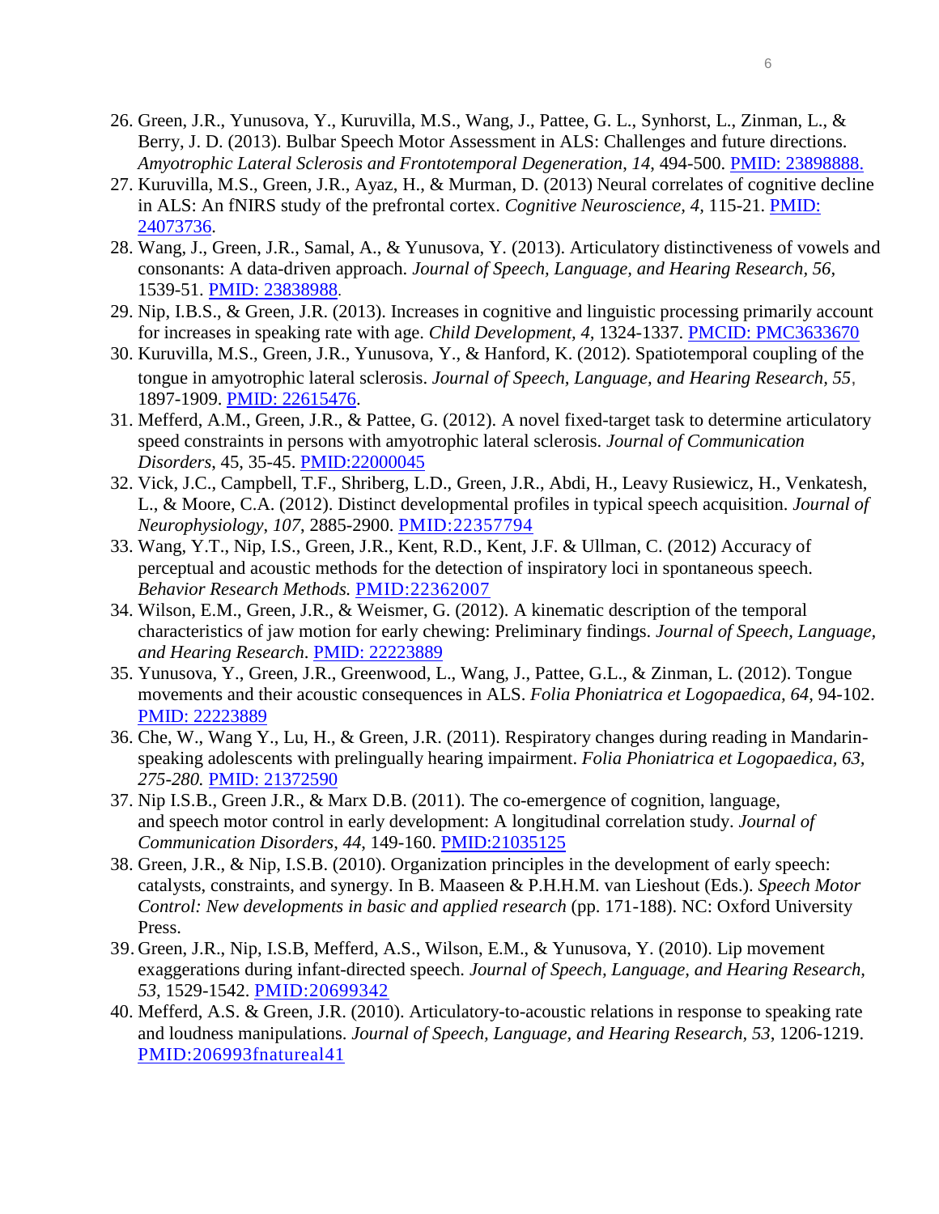26. Green, J.R., Yunusova, Y., Kuruvilla, M.S., Wang, J., Pattee, G. L., Synhorst, L., Zinman, L., & Berry, J. D. (2013). Bulbar Speech Motor Assessment in ALS: Challenges and future directions. *Amyotrophic Lateral Sclerosis and Frontotemporal Degeneration*, *14*, 494-500. [PMID: 23898888.]()
27. Kuruvilla, M.S., Green, J.R., Ayaz, H., & Murman, D. (2013) Neural correlates of cognitive decline in ALS: An fNIRS study of the prefrontal cortex. *Cognitive Neuroscience, 4,* 115-21. [PMID: 24073736]().
28. Wang, J., Green, J.R., Samal, A., & Yunusova, Y. (2013). Articulatory distinctiveness of vowels and consonants: A data-driven approach. *Journal of Speech, Language, and Hearing Research*, *56,* 1539-51. [PMID: 23838988]().
29. Nip, I.B.S., & Green, J.R. (2013). Increases in cognitive and linguistic processing primarily account for increases in speaking rate with age. *Child Development, 4,* 1324-1337. [PMCID: PMC3633670]()
30. Kuruvilla, M.S., Green, J.R., Yunusova, Y., & Hanford, K. (2012). Spatiotemporal coupling of the tongue in amyotrophic lateral sclerosis. *Journal of Speech, Language, and Hearing Research, 55*, 1897-1909. [PMID: 22615476]().
31. Mefferd, A.M., Green, J.R., & Pattee, G. (2012). A novel fixed-target task to determine articulatory speed constraints in persons with amyotrophic lateral sclerosis. *Journal of Communication Disorders*, 45, 35-45. [PMID:22000045]()
32. Vick, J.C., Campbell, T.F., Shriberg, L.D., Green, J.R., Abdi, H., Leavy Rusiewicz, H., Venkatesh, L., & Moore, C.A. (2012). Distinct developmental profiles in typical speech acquisition. *Journal of Neurophysiology*, *107,* 2885-2900. [PMID:22357794]()
33. Wang, Y.T., Nip, I.S., Green, J.R., Kent, R.D., Kent, J.F. & Ullman, C. (2012) Accuracy of perceptual and acoustic methods for the detection of inspiratory loci in spontaneous speech. *Behavior Research Methods.* [PMID:22362007]()
34. Wilson, E.M., Green, J.R., & Weismer, G. (2012). A kinematic description of the temporal characteristics of jaw motion for early chewing: Preliminary findings. *Journal of Speech, Language, and Hearing Research*. [PMID: 22223889]()
35. Yunusova, Y., Green, J.R., Greenwood, L., Wang, J., Pattee, G.L., & Zinman, L. (2012). Tongue movements and their acoustic consequences in ALS. *Folia Phoniatrica et Logopaedica, 64,* 94-102. [PMID: 22223889]()
36. Che, W., Wang Y., Lu, H., & Green, J.R. (2011). Respiratory changes during reading in Mandarin-speaking adolescents with prelingually hearing impairment. *Folia Phoniatrica et Logopaedica, 63, 275-280.* [PMID: 21372590]()
37. Nip I.S.B., Green J.R., & Marx D.B. (2011). The co-emergence of cognition, language, and speech motor control in early development: A longitudinal correlation study. *Journal of Communication Disorders*, *44*, 149-160. [PMID:21035125]()
38. Green, J.R., & Nip, I.S.B. (2010). Organization principles in the development of early speech: catalysts, constraints, and synergy. In B. Maaseen & P.H.H.M. van Lieshout (Eds.). *Speech Motor Control: New developments in basic and applied research* (pp. 171-188). NC: Oxford University Press.
39. Green, J.R., Nip, I.S.B, Mefferd, A.S., Wilson, E.M., & Yunusova, Y. (2010). Lip movement exaggerations during infant-directed speech. *Journal of Speech, Language, and Hearing Research, 53,* 1529-1542. [PMID:20699342]()
40. Mefferd, A.S. & Green, J.R. (2010). Articulatory-to-acoustic relations in response to speaking rate and loudness manipulations. *Journal of Speech, Language, and Hearing Research, 53*, 1206-1219. [PMID:206993fnatureal41]()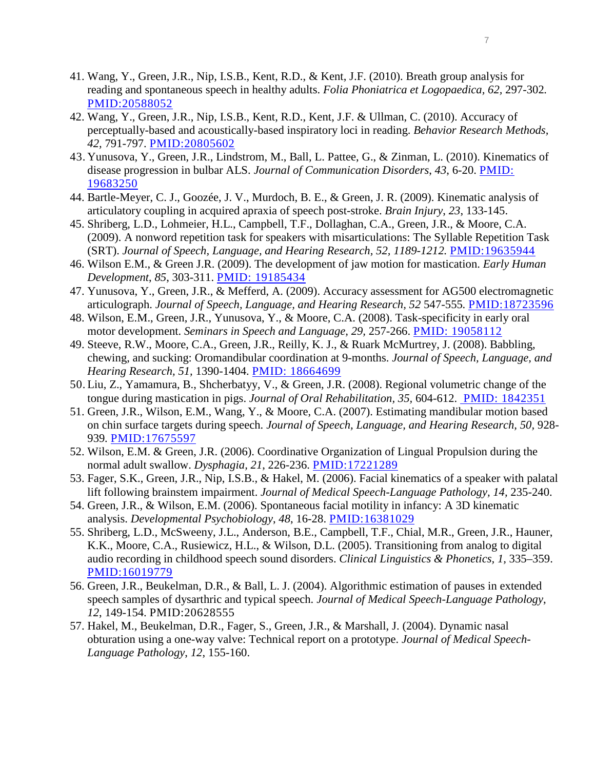41. Wang, Y., Green, J.R., Nip, I.S.B., Kent, R.D., & Kent, J.F. (2010). Breath group analysis for reading and spontaneous speech in healthy adults. *Folia Phoniatrica et Logopaedica, 62,* 297-302. PMID:20588052
42. Wang, Y., Green, J.R., Nip, I.S.B., Kent, R.D., Kent, J.F. & Ullman, C. (2010). Accuracy of perceptually-based and acoustically-based inspiratory loci in reading. *Behavior Research Methods, 42,* 791-797. PMID:20805602
43. Yunusova, Y., Green, J.R., Lindstrom, M., Ball, L. Pattee, G., & Zinman, L. (2010). Kinematics of disease progression in bulbar ALS. *Journal of Communication Disorders, 43,* 6-20. PMID: 19683250
44. Bartle-Meyer, C. J., Goozée, J. V., Murdoch, B. E., & Green, J. R. (2009). Kinematic analysis of articulatory coupling in acquired apraxia of speech post-stroke. *Brain Injury, 23*, 133-145.
45. Shriberg, L.D., Lohmeier, H.L., Campbell, T.F., Dollaghan, C.A., Green, J.R., & Moore, C.A. (2009). A nonword repetition task for speakers with misarticulations: The Syllable Repetition Task (SRT). *Journal of Speech, Language, and Hearing Research, 52, 1189-1212.* PMID:19635944
46. Wilson E.M., & Green J.R. (2009). The development of jaw motion for mastication. *Early Human Development, 85*, 303-311. PMID: 19185434
47. Yunusova, Y., Green, J.R., & Mefferd, A. (2009). Accuracy assessment for AG500 electromagnetic articulograph. *Journal of Speech, Language, and Hearing Research, 52* 547-555. PMID:18723596
48. Wilson, E.M., Green, J.R., Yunusova, Y., & Moore, C.A. (2008). Task-specificity in early oral motor development. *Seminars in Speech and Language, 29,* 257-266. PMID: 19058112
49. Steeve, R.W., Moore, C.A., Green, J.R., Reilly, K. J., & Ruark McMurtrey, J. (2008). Babbling, chewing, and sucking: Oromandibular coordination at 9-months. *Journal of Speech, Language, and Hearing Research, 51,* 1390-1404. PMID: 18664699
50. Liu, Z., Yamamura, B., Shcherbatyy, V., & Green, J.R. (2008). Regional volumetric change of the tongue during mastication in pigs. *Journal of Oral Rehabilitation, 35,* 604-612. PMID: 1842351
51. Green, J.R., Wilson, E.M., Wang, Y., & Moore, C.A. (2007). Estimating mandibular motion based on chin surface targets during speech. *Journal of Speech, Language, and Hearing Research, 50,* 928-939. PMID:17675597
52. Wilson, E.M. & Green, J.R. (2006). Coordinative Organization of Lingual Propulsion during the normal adult swallow. *Dysphagia, 21*, 226-236. PMID:17221289
53. Fager, S.K., Green, J.R., Nip, I.S.B., & Hakel, M. (2006). Facial kinematics of a speaker with palatal lift following brainstem impairment. *Journal of Medical Speech-Language Pathology, 14,* 235-240.
54. Green, J.R., & Wilson, E.M. (2006). Spontaneous facial motility in infancy: A 3D kinematic analysis. *Developmental Psychobiology, 48*, 16-28. PMID:16381029
55. Shriberg, L.D., McSweeny, J.L., Anderson, B.E., Campbell, T.F., Chial, M.R., Green, J.R., Hauner, K.K., Moore, C.A., Rusiewicz, H.L., & Wilson, D.L. (2005). Transitioning from analog to digital audio recording in childhood speech sound disorders. *Clinical Linguistics & Phonetics, 1,* 335–359. PMID:16019779
56. Green, J.R., Beukelman, D.R., & Ball, L. J. (2004). Algorithmic estimation of pauses in extended speech samples of dysarthric and typical speech. *Journal of Medical Speech-Language Pathology, 12,* 149-154. PMID:20628555
57. Hakel, M., Beukelman, D.R., Fager, S., Green, J.R., & Marshall, J. (2004). Dynamic nasal obturation using a one-way valve: Technical report on a prototype. *Journal of Medical Speech-Language Pathology, 12*, 155-160.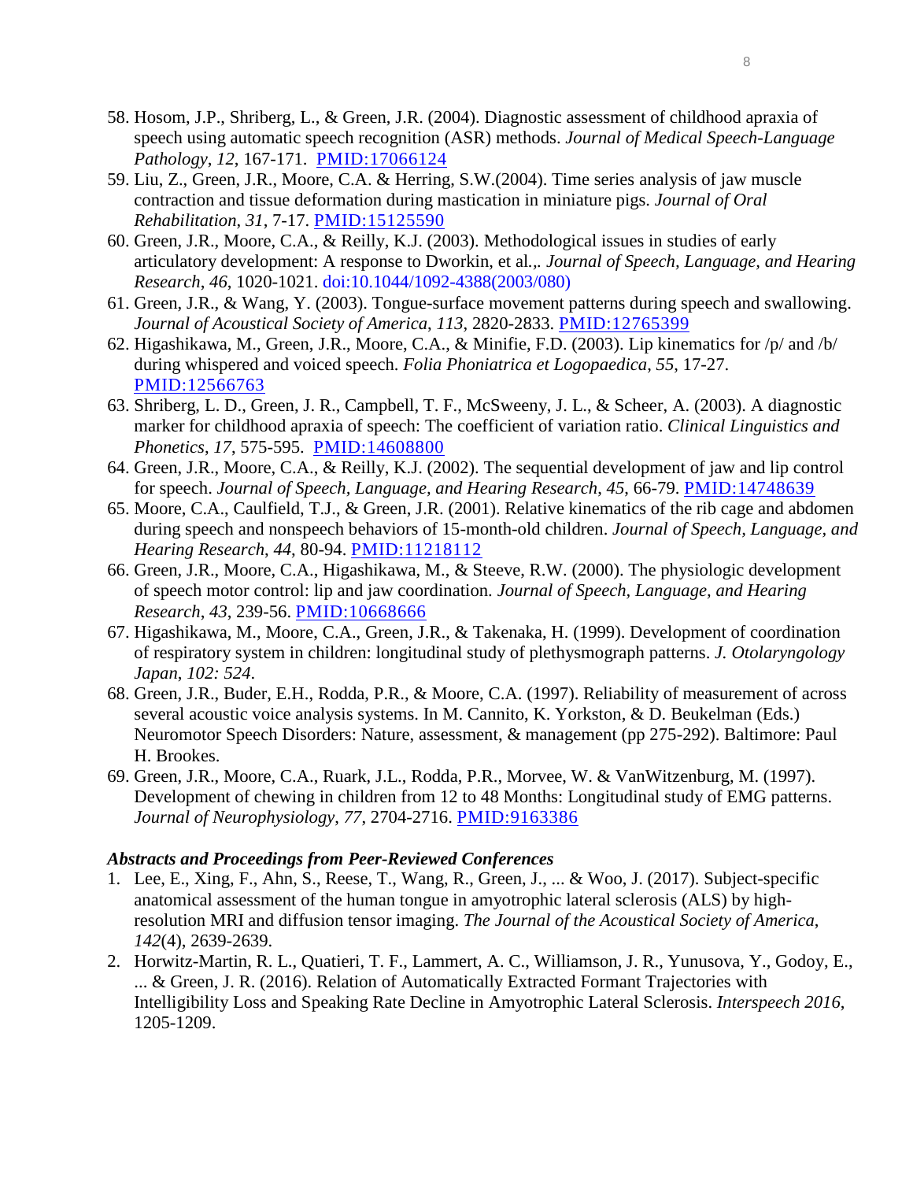58. Hosom, J.P., Shriberg, L., & Green, J.R. (2004). Diagnostic assessment of childhood apraxia of speech using automatic speech recognition (ASR) methods. *Journal of Medical Speech-Language Pathology*, *12*, 167-171. PMID:17066124
59. Liu, Z., Green, J.R., Moore, C.A. & Herring, S.W.(2004). Time series analysis of jaw muscle contraction and tissue deformation during mastication in miniature pigs. *Journal of Oral Rehabilitation*, *31*, 7-17. PMID:15125590
60. Green, J.R., Moore, C.A., & Reilly, K.J. (2003). Methodological issues in studies of early articulatory development: A response to Dworkin, et al.,. *Journal of Speech, Language, and Hearing Research*, *46*, 1020-1021. doi:10.1044/1092-4388(2003/080)
61. Green, J.R., & Wang, Y. (2003). Tongue-surface movement patterns during speech and swallowing. *Journal of Acoustical Society of America, 113*, 2820-2833. PMID:12765399
62. Higashikawa, M., Green, J.R., Moore, C.A., & Minifie, F.D. (2003). Lip kinematics for /p/ and /b/ during whispered and voiced speech. *Folia Phoniatrica et Logopaedica*, *55*, 17-27. PMID:12566763
63. Shriberg, L. D., Green, J. R., Campbell, T. F., McSweeny, J. L., & Scheer, A. (2003). A diagnostic marker for childhood apraxia of speech: The coefficient of variation ratio. *Clinical Linguistics and Phonetics*, *17*, 575-595. PMID:14608800
64. Green, J.R., Moore, C.A., & Reilly, K.J. (2002). The sequential development of jaw and lip control for speech. *Journal of Speech, Language, and Hearing Research*, *45*, 66-79. PMID:14748639
65. Moore, C.A., Caulfield, T.J., & Green, J.R. (2001). Relative kinematics of the rib cage and abdomen during speech and nonspeech behaviors of 15-month-old children. *Journal of Speech, Language, and Hearing Research*, *44*, 80-94. PMID:11218112
66. Green, J.R., Moore, C.A., Higashikawa, M., & Steeve, R.W. (2000). The physiologic development of speech motor control: lip and jaw coordination. *Journal of Speech, Language, and Hearing Research*, *43*, 239-56. PMID:10668666
67. Higashikawa, M., Moore, C.A., Green, J.R., & Takenaka, H. (1999). Development of coordination of respiratory system in children: longitudinal study of plethysmograph patterns. *J. Otolaryngology Japan*, *102: 524*.
68. Green, J.R., Buder, E.H., Rodda, P.R., & Moore, C.A. (1997). Reliability of measurement of across several acoustic voice analysis systems. In M. Cannito, K. Yorkston, & D. Beukelman (Eds.) Neuromotor Speech Disorders: Nature, assessment, & management (pp 275-292). Baltimore: Paul H. Brookes.
69. Green, J.R., Moore, C.A., Ruark, J.L., Rodda, P.R., Morvee, W. & VanWitzenburg, M. (1997). Development of chewing in children from 12 to 48 Months: Longitudinal study of EMG patterns. *Journal of Neurophysiology*, *77*, 2704-2716. PMID:9163386

### *Abstracts and Proceedings from Peer-Reviewed Conferences*

1. Lee, E., Xing, F., Ahn, S., Reese, T., Wang, R., Green, J., ... & Woo, J. (2017). Subject-specific anatomical assessment of the human tongue in amyotrophic lateral sclerosis (ALS) by high-resolution MRI and diffusion tensor imaging. *The Journal of the Acoustical Society of America*, *142*(4), 2639-2639.
2. Horwitz-Martin, R. L., Quatieri, T. F., Lammert, A. C., Williamson, J. R., Yunusova, Y., Godoy, E., ... & Green, J. R. (2016). Relation of Automatically Extracted Formant Trajectories with Intelligibility Loss and Speaking Rate Decline in Amyotrophic Lateral Sclerosis. *Interspeech 2016*, 1205-1209.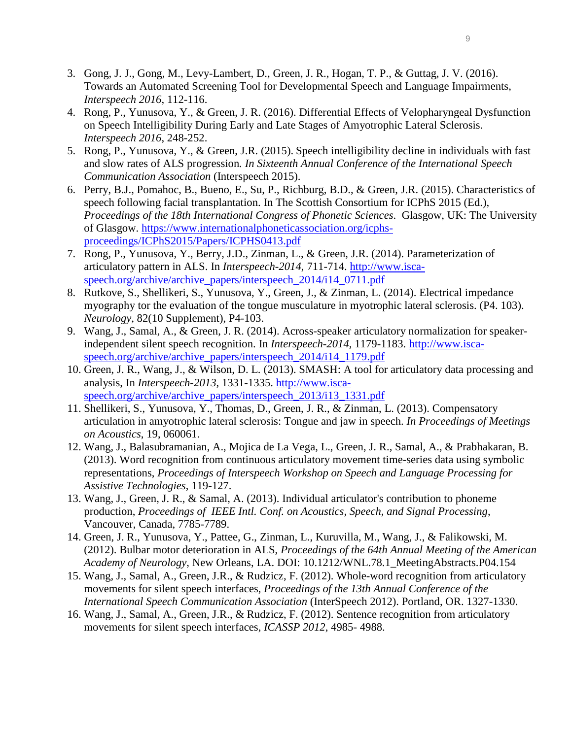3. Gong, J. J., Gong, M., Levy-Lambert, D., Green, J. R., Hogan, T. P., & Guttag, J. V. (2016). Towards an Automated Screening Tool for Developmental Speech and Language Impairments, *Interspeech 2016*, 112-116.
4. Rong, P., Yunusova, Y., & Green, J. R. (2016). Differential Effects of Velopharyngeal Dysfunction on Speech Intelligibility During Early and Late Stages of Amyotrophic Lateral Sclerosis. *Interspeech 2016*, 248-252.
5. Rong, P., Yunusova, Y., & Green, J.R. (2015). Speech intelligibility decline in individuals with fast and slow rates of ALS progression*. In Sixteenth Annual Conference of the International Speech Communication Association* (Interspeech 2015).
6. Perry, B.J., Pomahoc, B., Bueno, E., Su, P., Richburg, B.D., & Green, J.R. (2015). Characteristics of speech following facial transplantation. In The Scottish Consortium for ICPhS 2015 (Ed.), *Proceedings of the 18th International Congress of Phonetic Sciences*. Glasgow, UK: The University of Glasgow. [https://www.internationalphoneticassociation.org/icphs-proceedings/ICPhS2015/Papers/ICPHS0413.pdf](https://www.internationalphoneticassociation.org/icphs-proceedings/ICPhS2015/Papers/ICPHS0413.pdf)
7. Rong, P., Yunusova, Y., Berry, J.D., Zinman, L., & Green, J.R. (2014). Parameterization of articulatory pattern in ALS. In *Interspeech-2014*, 711-714. [http://www.isca-speech.org/archive/archive_papers/interspeech_2014/i14_0711.pdf](http://www.isca-speech.org/archive/archive_papers/interspeech_2014/i14_0711.pdf)
8. Rutkove, S., Shellikeri, S., Yunusova, Y., Green, J., & Zinman, L. (2014). Electrical impedance myography tor the evaluation of the tongue musculature in myotrophic lateral sclerosis. (P4. 103). *Neurology*, 82(10 Supplement), P4-103.
9. Wang, J., Samal, A., & Green, J. R. (2014). Across-speaker articulatory normalization for speaker-independent silent speech recognition. In *Interspeech-2014*, 1179-1183. [http://www.isca-speech.org/archive/archive_papers/interspeech_2014/i14_1179.pdf](http://www.isca-speech.org/archive/archive_papers/interspeech_2014/i14_1179.pdf)
10. Green, J. R., Wang, J., & Wilson, D. L. (2013). SMASH: A tool for articulatory data processing and analysis, In *Interspeech-2013*, 1331-1335. [http://www.isca-speech.org/archive/archive_papers/interspeech_2013/i13_1331.pdf](http://www.isca-speech.org/archive/archive_papers/interspeech_2013/i13_1331.pdf)
11. Shellikeri, S., Yunusova, Y., Thomas, D., Green, J. R., & Zinman, L. (2013). Compensatory articulation in amyotrophic lateral sclerosis: Tongue and jaw in speech. *In Proceedings of Meetings on Acoustics*, 19, 060061.
12. Wang, J., Balasubramanian, A., Mojica de La Vega, L., Green, J. R., Samal, A., & Prabhakaran, B. (2013). Word recognition from continuous articulatory movement time-series data using symbolic representations, *Proceedings of Interspeech Workshop on Speech and Language Processing for Assistive Technologies*, 119-127.
13. Wang, J., Green, J. R., & Samal, A. (2013). Individual articulator's contribution to phoneme production, *Proceedings of IEEE Intl. Conf. on Acoustics, Speech, and Signal Processing*, Vancouver, Canada, 7785-7789.
14. Green, J. R., Yunusova, Y., Pattee, G., Zinman, L., Kuruvilla, M., Wang, J., & Falikowski, M. (2012). Bulbar motor deterioration in ALS, *Proceedings of the 64th Annual Meeting of the American Academy of Neurology*, New Orleans, LA. DOI: 10.1212/WNL.78.1_MeetingAbstracts.P04.154
15. Wang, J., Samal, A., Green, J.R., & Rudzicz, F. (2012). Whole-word recognition from articulatory movements for silent speech interfaces, *Proceedings of the 13th Annual Conference of the International Speech Communication Association* (InterSpeech 2012). Portland, OR. 1327-1330.
16. Wang, J., Samal, A., Green, J.R., & Rudzicz, F. (2012). Sentence recognition from articulatory movements for silent speech interfaces, *ICASSP 2012*, 4985- 4988.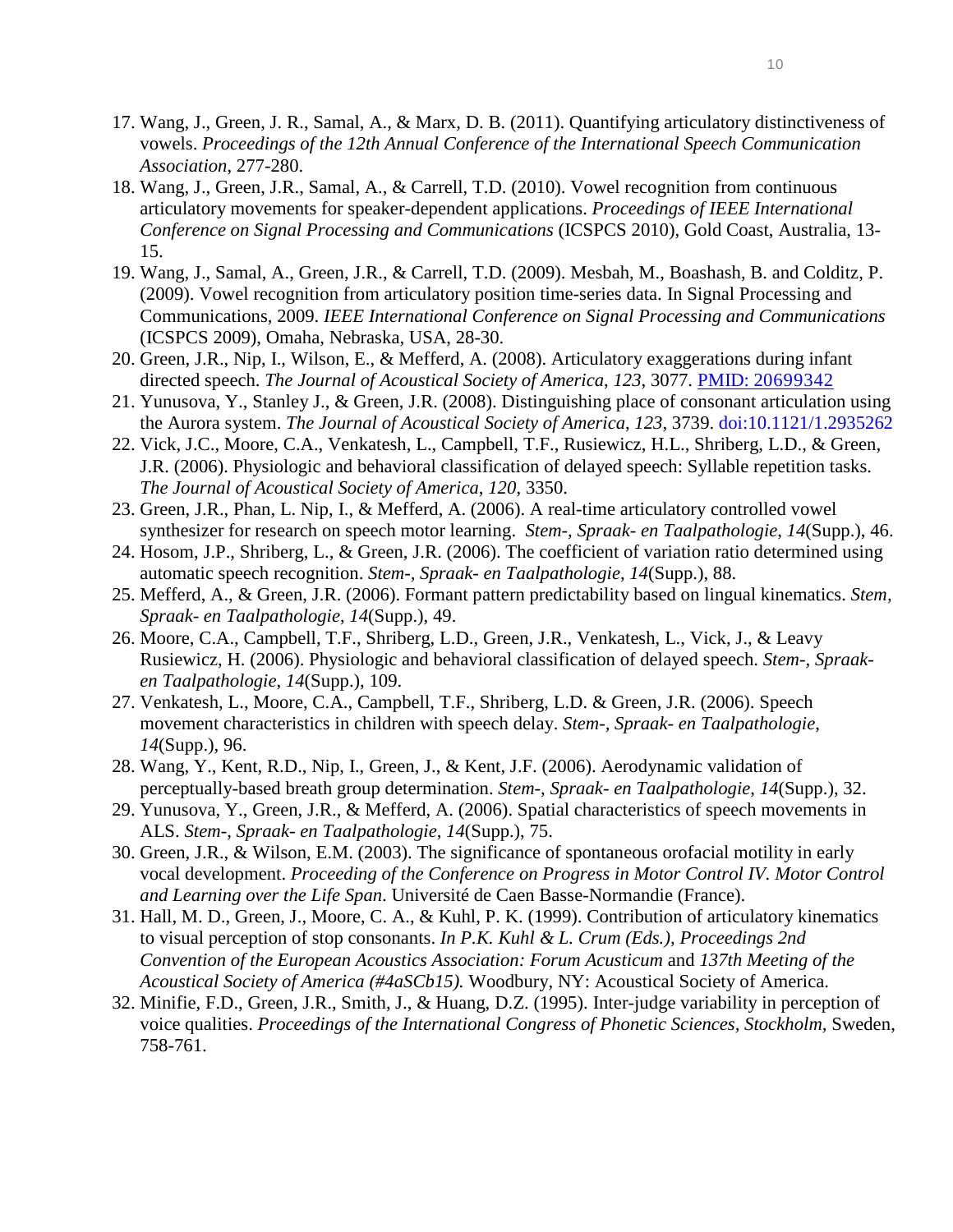17. Wang, J., Green, J. R., Samal, A., & Marx, D. B. (2011). Quantifying articulatory distinctiveness of vowels. *Proceedings of the 12th Annual Conference of the International Speech Communication Association*, 277-280.
18. Wang, J., Green, J.R., Samal, A., & Carrell, T.D. (2010). Vowel recognition from continuous articulatory movements for speaker-dependent applications. *Proceedings of IEEE International Conference on Signal Processing and Communications* (ICSPCS 2010), Gold Coast, Australia, 13-15.
19. Wang, J., Samal, A., Green, J.R., & Carrell, T.D. (2009). Mesbah, M., Boashash, B. and Colditz, P. (2009). Vowel recognition from articulatory position time-series data. In Signal Processing and Communications, 2009. *IEEE International Conference on Signal Processing and Communications* (ICSPCS 2009), Omaha, Nebraska, USA, 28-30.
20. Green, J.R., Nip, I., Wilson, E., & Mefferd, A. (2008). Articulatory exaggerations during infant directed speech. *The Journal of Acoustical Society of America*, *123*, 3077. PMID: 20699342
21. Yunusova, Y., Stanley J., & Green, J.R. (2008). Distinguishing place of consonant articulation using the Aurora system. *The Journal of Acoustical Society of America*, *123*, 3739. doi:10.1121/1.2935262
22. Vick, J.C., Moore, C.A., Venkatesh, L., Campbell, T.F., Rusiewicz, H.L., Shriberg, L.D., & Green, J.R. (2006). Physiologic and behavioral classification of delayed speech: Syllable repetition tasks. *The Journal of Acoustical Society of America*, *120*, 3350.
23. Green, J.R., Phan, L. Nip, I., & Mefferd, A. (2006). A real-time articulatory controlled vowel synthesizer for research on speech motor learning. *Stem-, Spraak- en Taalpathologie*, *14*(Supp.), 46.
24. Hosom, J.P., Shriberg, L., & Green, J.R. (2006). The coefficient of variation ratio determined using automatic speech recognition. *Stem-, Spraak- en Taalpathologie*, *14*(Supp.), 88.
25. Mefferd, A., & Green, J.R. (2006). Formant pattern predictability based on lingual kinematics. *Stem, Spraak- en Taalpathologie*, *14*(Supp.), 49.
26. Moore, C.A., Campbell, T.F., Shriberg, L.D., Green, J.R., Venkatesh, L., Vick, J., & Leavy Rusiewicz, H. (2006). Physiologic and behavioral classification of delayed speech. *Stem-, Spraak- en Taalpathologie*, *14*(Supp.), 109.
27. Venkatesh, L., Moore, C.A., Campbell, T.F., Shriberg, L.D. & Green, J.R. (2006). Speech movement characteristics in children with speech delay. *Stem-, Spraak- en Taalpathologie, 14*(Supp.), 96.
28. Wang, Y., Kent, R.D., Nip, I., Green, J., & Kent, J.F. (2006). Aerodynamic validation of perceptually-based breath group determination. *Stem-, Spraak- en Taalpathologie*, *14*(Supp.), 32.
29. Yunusova, Y., Green, J.R., & Mefferd, A. (2006). Spatial characteristics of speech movements in ALS. *Stem-, Spraak- en Taalpathologie*, *14*(Supp.), 75.
30. Green, J.R., & Wilson, E.M. (2003). The significance of spontaneous orofacial motility in early vocal development. *Proceeding of the Conference on Progress in Motor Control IV. Motor Control and Learning over the Life Span*. Université de Caen Basse-Normandie (France).
31. Hall, M. D., Green, J., Moore, C. A., & Kuhl, P. K. (1999). Contribution of articulatory kinematics to visual perception of stop consonants. *In P.K. Kuhl & L. Crum (Eds.), Proceedings 2nd Convention of the European Acoustics Association: Forum Acusticum* and *137th Meeting of the Acoustical Society of America (#4aSCb15).* Woodbury, NY: Acoustical Society of America.
32. Minifie, F.D., Green, J.R., Smith, J., & Huang, D.Z. (1995). Inter-judge variability in perception of voice qualities. *Proceedings of the International Congress of Phonetic Sciences, Stockholm,* Sweden, 758-761.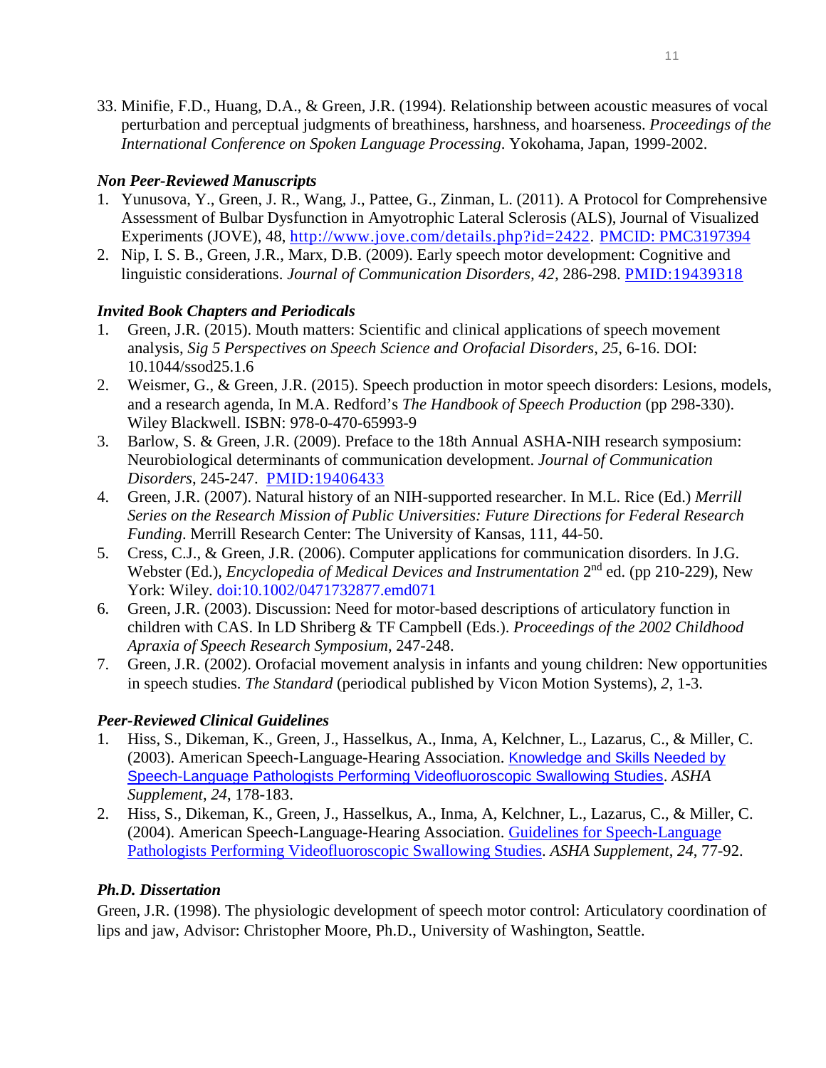33. Minifie, F.D., Huang, D.A., & Green, J.R. (1994). Relationship between acoustic measures of vocal perturbation and perceptual judgments of breathiness, harshness, and hoarseness. *Proceedings of the International Conference on Spoken Language Processing*. Yokohama, Japan, 1999-2002.

### *Non Peer-Reviewed Manuscripts*

1. Yunusova, Y., Green, J. R., Wang, J., Pattee, G., Zinman, L. (2011). A Protocol for Comprehensive Assessment of Bulbar Dysfunction in Amyotrophic Lateral Sclerosis (ALS), Journal of Visualized Experiments (JOVE), 48, http://www.jove.com/details.php?id=2422. PMCID: PMC3197394
2. Nip, I. S. B., Green, J.R., Marx, D.B. (2009). Early speech motor development: Cognitive and linguistic considerations. *Journal of Communication Disorders, 42,* 286-298. PMID:19439318

### *Invited Book Chapters and Periodicals*

1. Green, J.R. (2015). Mouth matters: Scientific and clinical applications of speech movement analysis, *Sig 5 Perspectives on Speech Science and Orofacial Disorders*, *25*, 6-16. DOI: 10.1044/ssod25.1.6
2. Weismer, G., & Green, J.R. (2015). Speech production in motor speech disorders: Lesions, models, and a research agenda, In M.A. Redford's *The Handbook of Speech Production* (pp 298-330). Wiley Blackwell. ISBN: 978-0-470-65993-9
3. Barlow, S. & Green, J.R. (2009). Preface to the 18th Annual ASHA-NIH research symposium: Neurobiological determinants of communication development. *Journal of Communication Disorders*, 245-247. PMID:19406433
4. Green, J.R. (2007). Natural history of an NIH-supported researcher. In M.L. Rice (Ed.) *Merrill Series on the Research Mission of Public Universities: Future Directions for Federal Research Funding*. Merrill Research Center: The University of Kansas, 111, 44-50.
5. Cress, C.J., & Green, J.R. (2006). Computer applications for communication disorders. In J.G. Webster (Ed.), *Encyclopedia of Medical Devices and Instrumentation* 2nd ed. (pp 210-229), New York: Wiley. doi:10.1002/0471732877.emd071
6. Green, J.R. (2003). Discussion: Need for motor-based descriptions of articulatory function in children with CAS. In LD Shriberg & TF Campbell (Eds.). *Proceedings of the 2002 Childhood Apraxia of Speech Research Symposium*, 247-248.
7. Green, J.R. (2002). Orofacial movement analysis in infants and young children: New opportunities in speech studies. *The Standard* (periodical published by Vicon Motion Systems), *2*, 1-3.

### *Peer-Reviewed Clinical Guidelines*

1. Hiss, S., Dikeman, K., Green, J., Hasselkus, A., Inma, A, Kelchner, L., Lazarus, C., & Miller, C. (2003). American Speech-Language-Hearing Association. Knowledge and Skills Needed by Speech-Language Pathologists Performing Videofluoroscopic Swallowing Studies. *ASHA Supplement*, *24*, 178-183.
2. Hiss, S., Dikeman, K., Green, J., Hasselkus, A., Inma, A, Kelchner, L., Lazarus, C., & Miller, C. (2004). American Speech-Language-Hearing Association. Guidelines for Speech-Language Pathologists Performing Videofluoroscopic Swallowing Studies. *ASHA Supplement*, *24*, 77-92.

### *Ph.D. Dissertation*

Green, J.R. (1998). The physiologic development of speech motor control: Articulatory coordination of lips and jaw, Advisor: Christopher Moore, Ph.D., University of Washington, Seattle.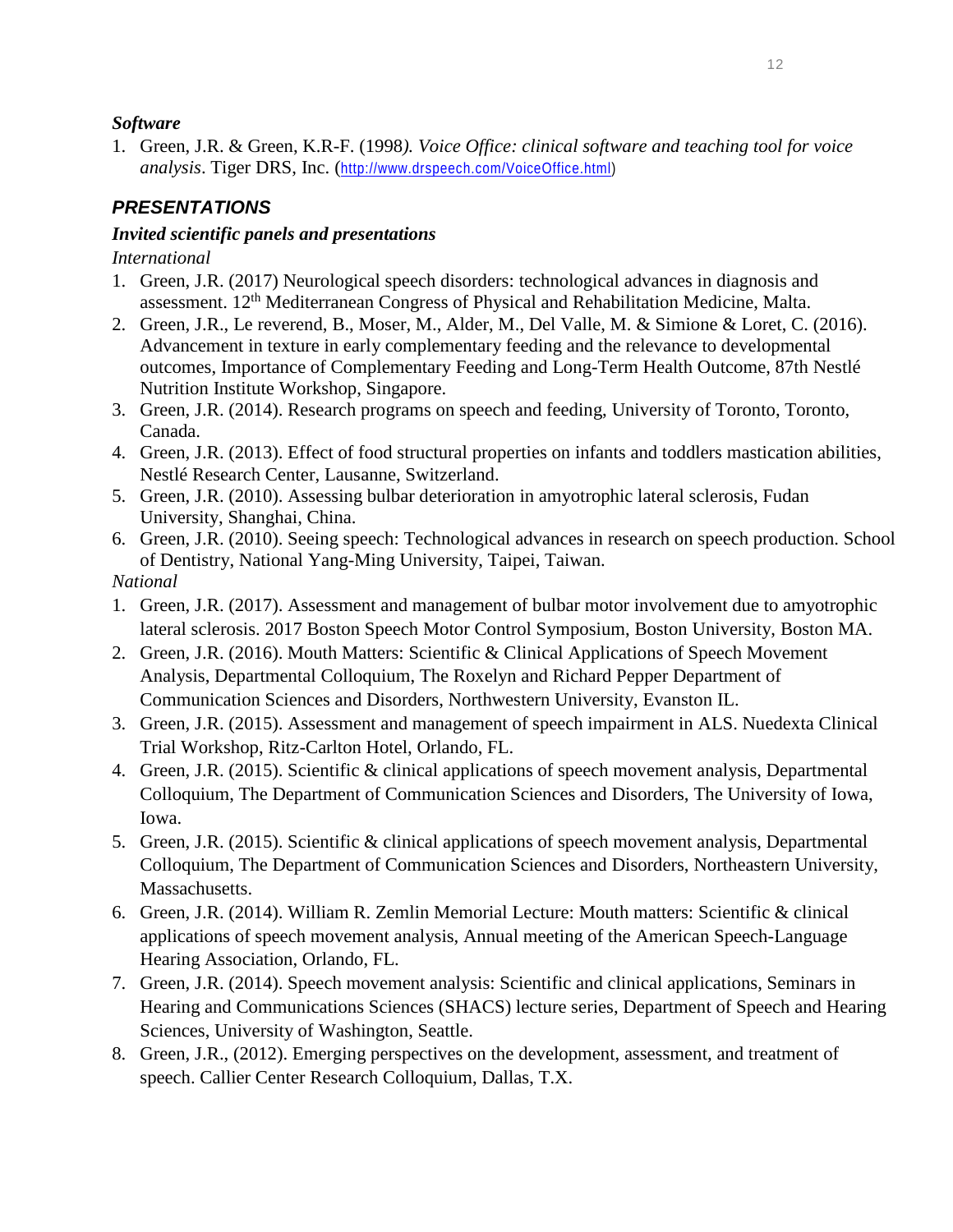### *Software*

1. Green, J.R. & Green, K.R-F. (1998*). Voice Office: clinical software and teaching tool for voice analysis*. Tiger DRS, Inc. (http://www.drspeech.com/VoiceOffice.html)

## *PRESENTATIONS*

### *Invited scientific panels and presentations*

*International*

1. Green, J.R. (2017) Neurological speech disorders: technological advances in diagnosis and assessment. 12th Mediterranean Congress of Physical and Rehabilitation Medicine, Malta.
2. Green, J.R., Le reverend, B., Moser, M., Alder, M., Del Valle, M. & Simione & Loret, C. (2016). Advancement in texture in early complementary feeding and the relevance to developmental outcomes, Importance of Complementary Feeding and Long-Term Health Outcome, 87th Nestlé Nutrition Institute Workshop, Singapore.
3. Green, J.R. (2014). Research programs on speech and feeding, University of Toronto, Toronto, Canada.
4. Green, J.R. (2013). Effect of food structural properties on infants and toddlers mastication abilities, Nestlé Research Center, Lausanne, Switzerland.
5. Green, J.R. (2010). Assessing bulbar deterioration in amyotrophic lateral sclerosis, Fudan University, Shanghai, China.
6. Green, J.R. (2010). Seeing speech: Technological advances in research on speech production. School of Dentistry, National Yang-Ming University, Taipei, Taiwan.

*National*

1. Green, J.R. (2017). Assessment and management of bulbar motor involvement due to amyotrophic lateral sclerosis. 2017 Boston Speech Motor Control Symposium, Boston University, Boston MA.
2. Green, J.R. (2016). Mouth Matters: Scientific & Clinical Applications of Speech Movement Analysis, Departmental Colloquium, The Roxelyn and Richard Pepper Department of Communication Sciences and Disorders, Northwestern University, Evanston IL.
3. Green, J.R. (2015). Assessment and management of speech impairment in ALS. Nuedexta Clinical Trial Workshop, Ritz-Carlton Hotel, Orlando, FL.
4. Green, J.R. (2015). Scientific & clinical applications of speech movement analysis, Departmental Colloquium, The Department of Communication Sciences and Disorders, The University of Iowa, Iowa.
5. Green, J.R. (2015). Scientific & clinical applications of speech movement analysis, Departmental Colloquium, The Department of Communication Sciences and Disorders, Northeastern University, Massachusetts.
6. Green, J.R. (2014). William R. Zemlin Memorial Lecture: Mouth matters: Scientific & clinical applications of speech movement analysis, Annual meeting of the American Speech-Language Hearing Association, Orlando, FL.
7. Green, J.R. (2014). Speech movement analysis: Scientific and clinical applications, Seminars in Hearing and Communications Sciences (SHACS) lecture series, Department of Speech and Hearing Sciences, University of Washington, Seattle.
8. Green, J.R., (2012). Emerging perspectives on the development, assessment, and treatment of speech. Callier Center Research Colloquium, Dallas, T.X.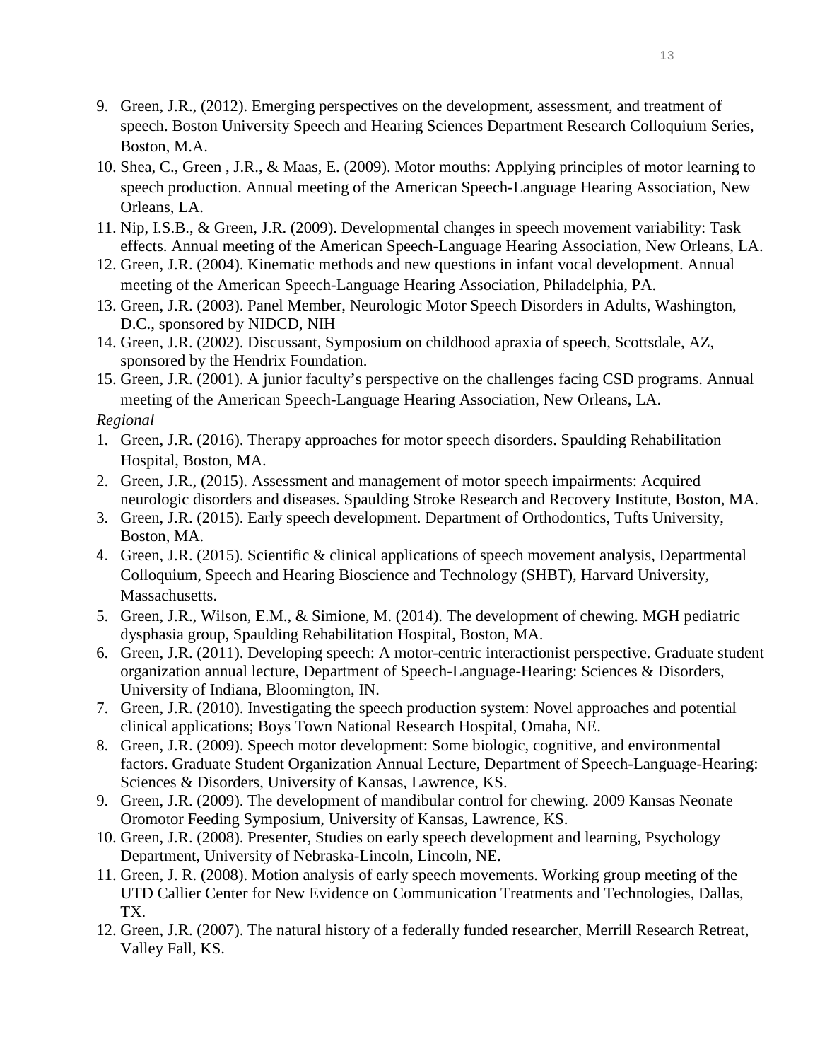9. Green, J.R., (2012). Emerging perspectives on the development, assessment, and treatment of speech. Boston University Speech and Hearing Sciences Department Research Colloquium Series, Boston, M.A.
10. Shea, C., Green , J.R., & Maas, E. (2009). Motor mouths: Applying principles of motor learning to speech production. Annual meeting of the American Speech-Language Hearing Association, New Orleans, LA.
11. Nip, I.S.B., & Green, J.R. (2009). Developmental changes in speech movement variability: Task effects. Annual meeting of the American Speech-Language Hearing Association, New Orleans, LA.
12. Green, J.R. (2004). Kinematic methods and new questions in infant vocal development. Annual meeting of the American Speech-Language Hearing Association, Philadelphia, PA.
13. Green, J.R. (2003). Panel Member, Neurologic Motor Speech Disorders in Adults, Washington, D.C., sponsored by NIDCD, NIH
14. Green, J.R. (2002). Discussant, Symposium on childhood apraxia of speech, Scottsdale, AZ, sponsored by the Hendrix Foundation.
15. Green, J.R. (2001). A junior faculty's perspective on the challenges facing CSD programs. Annual meeting of the American Speech-Language Hearing Association, New Orleans, LA.

*Regional*

1. Green, J.R. (2016). Therapy approaches for motor speech disorders. Spaulding Rehabilitation Hospital, Boston, MA.
2. Green, J.R., (2015). Assessment and management of motor speech impairments: Acquired neurologic disorders and diseases. Spaulding Stroke Research and Recovery Institute, Boston, MA.
3. Green, J.R. (2015). Early speech development. Department of Orthodontics, Tufts University, Boston, MA.
4. Green, J.R. (2015). Scientific & clinical applications of speech movement analysis, Departmental Colloquium, Speech and Hearing Bioscience and Technology (SHBT), Harvard University, Massachusetts.
5. Green, J.R., Wilson, E.M., & Simione, M. (2014). The development of chewing. MGH pediatric dysphasia group, Spaulding Rehabilitation Hospital, Boston, MA.
6. Green, J.R. (2011). Developing speech: A motor-centric interactionist perspective. Graduate student organization annual lecture, Department of Speech-Language-Hearing: Sciences & Disorders, University of Indiana, Bloomington, IN.
7. Green, J.R. (2010). Investigating the speech production system: Novel approaches and potential clinical applications; Boys Town National Research Hospital, Omaha, NE.
8. Green, J.R. (2009). Speech motor development: Some biologic, cognitive, and environmental factors. Graduate Student Organization Annual Lecture, Department of Speech-Language-Hearing: Sciences & Disorders, University of Kansas, Lawrence, KS.
9. Green, J.R. (2009). The development of mandibular control for chewing. 2009 Kansas Neonate Oromotor Feeding Symposium, University of Kansas, Lawrence, KS.
10. Green, J.R. (2008). Presenter, Studies on early speech development and learning, Psychology Department, University of Nebraska-Lincoln, Lincoln, NE.
11. Green, J. R. (2008). Motion analysis of early speech movements. Working group meeting of the UTD Callier Center for New Evidence on Communication Treatments and Technologies, Dallas, TX.
12. Green, J.R. (2007). The natural history of a federally funded researcher, Merrill Research Retreat, Valley Fall, KS.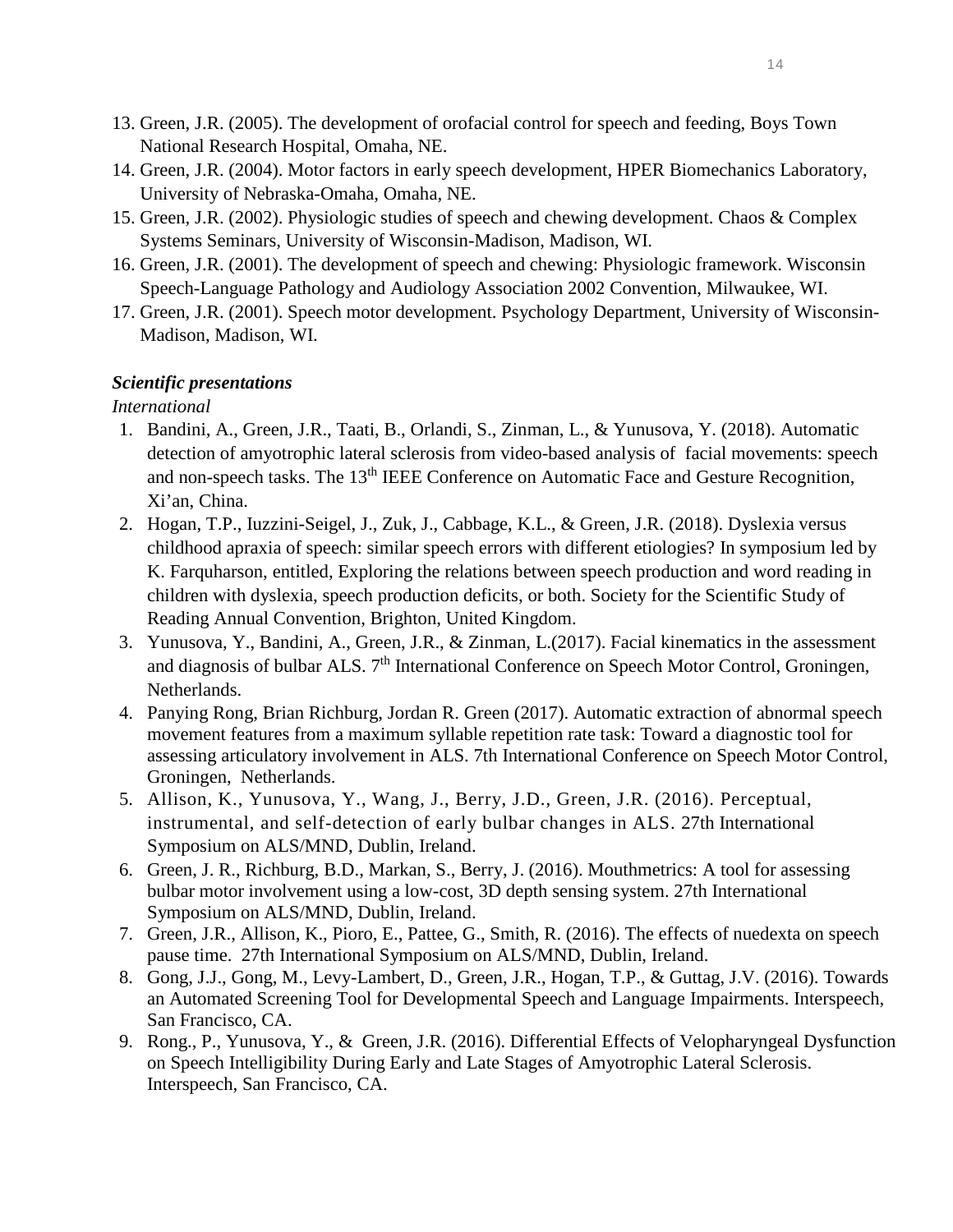13. Green, J.R. (2005). The development of orofacial control for speech and feeding, Boys Town National Research Hospital, Omaha, NE.
14. Green, J.R. (2004). Motor factors in early speech development, HPER Biomechanics Laboratory, University of Nebraska-Omaha, Omaha, NE.
15. Green, J.R. (2002). Physiologic studies of speech and chewing development. Chaos & Complex Systems Seminars, University of Wisconsin-Madison, Madison, WI.
16. Green, J.R. (2001). The development of speech and chewing: Physiologic framework. Wisconsin Speech-Language Pathology and Audiology Association 2002 Convention, Milwaukee, WI.
17. Green, J.R. (2001). Speech motor development. Psychology Department, University of Wisconsin-Madison, Madison, WI.

### *Scientific presentations*

*International*

1. Bandini, A., Green, J.R., Taati, B., Orlandi, S., Zinman, L., & Yunusova, Y. (2018). Automatic detection of amyotrophic lateral sclerosis from video-based analysis of facial movements: speech and non-speech tasks. The 13th IEEE Conference on Automatic Face and Gesture Recognition, Xi'an, China.
2. Hogan, T.P., Iuzzini-Seigel, J., Zuk, J., Cabbage, K.L., & Green, J.R. (2018). Dyslexia versus childhood apraxia of speech: similar speech errors with different etiologies? In symposium led by K. Farquharson, entitled, Exploring the relations between speech production and word reading in children with dyslexia, speech production deficits, or both. Society for the Scientific Study of Reading Annual Convention, Brighton, United Kingdom.
3. Yunusova, Y., Bandini, A., Green, J.R., & Zinman, L.(2017). Facial kinematics in the assessment and diagnosis of bulbar ALS. 7th International Conference on Speech Motor Control, Groningen, Netherlands.
4. Panying Rong, Brian Richburg, Jordan R. Green (2017). Automatic extraction of abnormal speech movement features from a maximum syllable repetition rate task: Toward a diagnostic tool for assessing articulatory involvement in ALS. 7th International Conference on Speech Motor Control, Groningen, Netherlands.
5. Allison, K., Yunusova, Y., Wang, J., Berry, J.D., Green, J.R. (2016). Perceptual, instrumental, and self-detection of early bulbar changes in ALS. 27th International Symposium on ALS/MND, Dublin, Ireland.
6. Green, J. R., Richburg, B.D., Markan, S., Berry, J. (2016). Mouthmetrics: A tool for assessing bulbar motor involvement using a low-cost, 3D depth sensing system. 27th International Symposium on ALS/MND, Dublin, Ireland.
7. Green, J.R., Allison, K., Pioro, E., Pattee, G., Smith, R. (2016). The effects of nuedexta on speech pause time. 27th International Symposium on ALS/MND, Dublin, Ireland.
8. Gong, J.J., Gong, M., Levy-Lambert, D., Green, J.R., Hogan, T.P., & Guttag, J.V. (2016). Towards an Automated Screening Tool for Developmental Speech and Language Impairments. Interspeech, San Francisco, CA.
9. Rong., P., Yunusova, Y., & Green, J.R. (2016). Differential Effects of Velopharyngeal Dysfunction on Speech Intelligibility During Early and Late Stages of Amyotrophic Lateral Sclerosis. Interspeech, San Francisco, CA.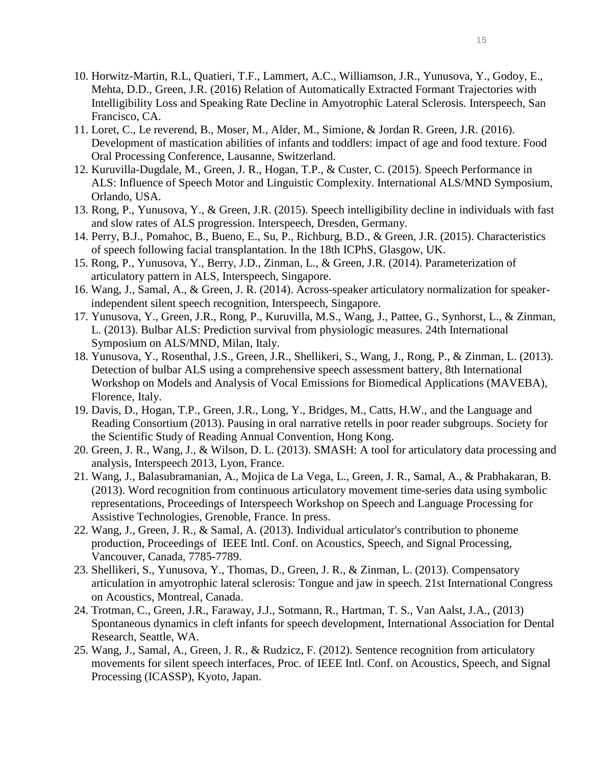10. Horwitz-Martin, R.L, Quatieri, T.F., Lammert, A.C., Williamson, J.R., Yunusova, Y., Godoy, E., Mehta, D.D., Green, J.R. (2016) Relation of Automatically Extracted Formant Trajectories with Intelligibility Loss and Speaking Rate Decline in Amyotrophic Lateral Sclerosis. Interspeech, San Francisco, CA.
11. Loret, C., Le reverend, B., Moser, M., Alder, M., Simione, & Jordan R. Green, J.R. (2016). Development of mastication abilities of infants and toddlers: impact of age and food texture. Food Oral Processing Conference, Lausanne, Switzerland.
12. Kuruvilla-Dugdale, M., Green, J. R., Hogan, T.P., & Custer, C. (2015). Speech Performance in ALS: Influence of Speech Motor and Linguistic Complexity. International ALS/MND Symposium, Orlando, USA.
13. Rong, P., Yunusova, Y., & Green, J.R. (2015). Speech intelligibility decline in individuals with fast and slow rates of ALS progression. Interspeech, Dresden, Germany.
14. Perry, B.J., Pomahoc, B., Bueno, E., Su, P., Richburg, B.D., & Green, J.R. (2015). Characteristics of speech following facial transplantation. In the 18th ICPhS, Glasgow, UK.
15. Rong, P., Yunusova, Y., Berry, J.D., Zinman, L., & Green, J.R. (2014). Parameterization of articulatory pattern in ALS, Interspeech, Singapore.
16. Wang, J., Samal, A., & Green, J. R. (2014). Across-speaker articulatory normalization for speaker-independent silent speech recognition, Interspeech, Singapore.
17. Yunusova, Y., Green, J.R., Rong, P., Kuruvilla, M.S., Wang, J., Pattee, G., Synhorst, L., & Zinman, L. (2013). Bulbar ALS: Prediction survival from physiologic measures. 24th International Symposium on ALS/MND, Milan, Italy.
18. Yunusova, Y., Rosenthal, J.S., Green, J.R., Shellikeri, S., Wang, J., Rong, P., & Zinman, L. (2013). Detection of bulbar ALS using a comprehensive speech assessment battery, 8th International Workshop on Models and Analysis of Vocal Emissions for Biomedical Applications (MAVEBA), Florence, Italy.
19. Davis, D., Hogan, T.P., Green, J.R., Long, Y., Bridges, M., Catts, H.W., and the Language and Reading Consortium (2013). Pausing in oral narrative retells in poor reader subgroups. Society for the Scientific Study of Reading Annual Convention, Hong Kong.
20. Green, J. R., Wang, J., & Wilson, D. L. (2013). SMASH: A tool for articulatory data processing and analysis, Interspeech 2013, Lyon, France.
21. Wang, J., Balasubramanian, A., Mojica de La Vega, L., Green, J. R., Samal, A., & Prabhakaran, B. (2013). Word recognition from continuous articulatory movement time-series data using symbolic representations, Proceedings of Interspeech Workshop on Speech and Language Processing for Assistive Technologies, Grenoble, France. In press.
22. Wang, J., Green, J. R., & Samal, A. (2013). Individual articulator's contribution to phoneme production, Proceedings of IEEE Intl. Conf. on Acoustics, Speech, and Signal Processing, Vancouver, Canada, 7785-7789.
23. Shellikeri, S., Yunusova, Y., Thomas, D., Green, J. R., & Zinman, L. (2013). Compensatory articulation in amyotrophic lateral sclerosis: Tongue and jaw in speech. 21st International Congress on Acoustics, Montreal, Canada.
24. Trotman, C., Green, J.R., Faraway, J.J., Sotmann, R., Hartman, T. S., Van Aalst, J.A., (2013) Spontaneous dynamics in cleft infants for speech development, International Association for Dental Research, Seattle, WA.
25. Wang, J., Samal, A., Green, J. R., & Rudzicz, F. (2012). Sentence recognition from articulatory movements for silent speech interfaces, Proc. of IEEE Intl. Conf. on Acoustics, Speech, and Signal Processing (ICASSP), Kyoto, Japan.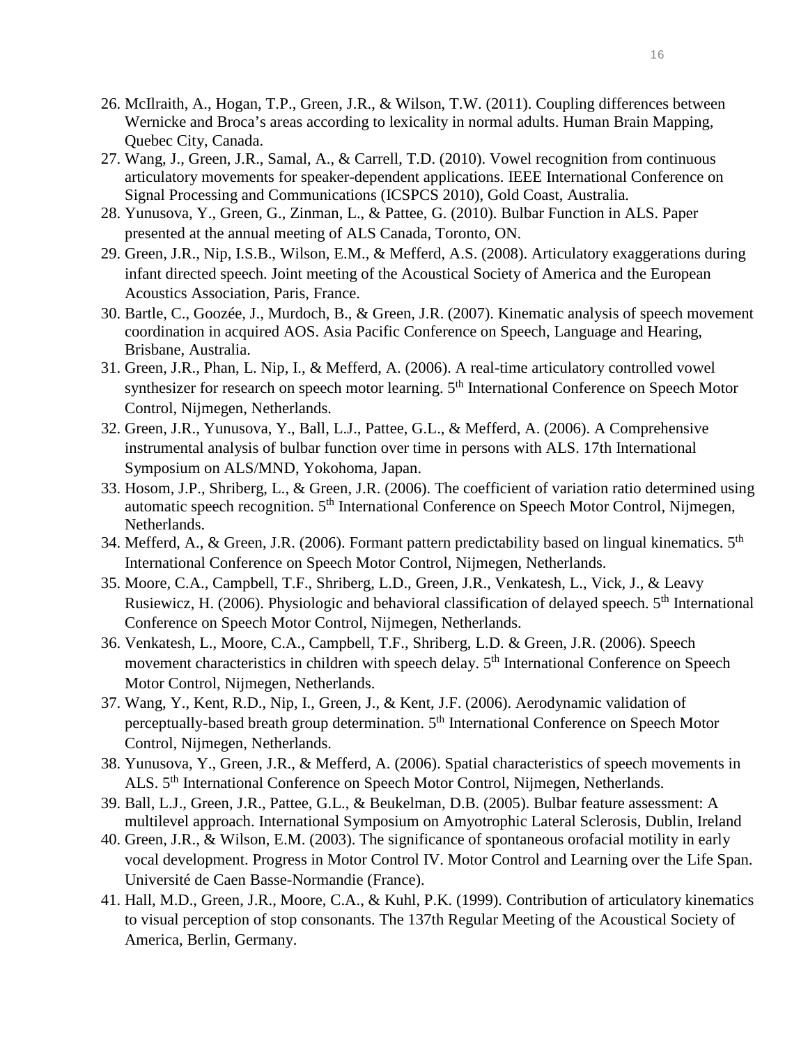26. McIlraith, A., Hogan, T.P., Green, J.R., & Wilson, T.W. (2011). Coupling differences between Wernicke and Broca's areas according to lexicality in normal adults. Human Brain Mapping, Quebec City, Canada.
27. Wang, J., Green, J.R., Samal, A., & Carrell, T.D. (2010). Vowel recognition from continuous articulatory movements for speaker-dependent applications. IEEE International Conference on Signal Processing and Communications (ICSPCS 2010), Gold Coast, Australia.
28. Yunusova, Y., Green, G., Zinman, L., & Pattee, G. (2010). Bulbar Function in ALS. Paper presented at the annual meeting of ALS Canada, Toronto, ON.
29. Green, J.R., Nip, I.S.B., Wilson, E.M., & Mefferd, A.S. (2008). Articulatory exaggerations during infant directed speech. Joint meeting of the Acoustical Society of America and the European Acoustics Association, Paris, France.
30. Bartle, C., Goozée, J., Murdoch, B., & Green, J.R. (2007). Kinematic analysis of speech movement coordination in acquired AOS. Asia Pacific Conference on Speech, Language and Hearing, Brisbane, Australia.
31. Green, J.R., Phan, L. Nip, I., & Mefferd, A. (2006). A real-time articulatory controlled vowel synthesizer for research on speech motor learning. 5th International Conference on Speech Motor Control, Nijmegen, Netherlands.
32. Green, J.R., Yunusova, Y., Ball, L.J., Pattee, G.L., & Mefferd, A. (2006). A Comprehensive instrumental analysis of bulbar function over time in persons with ALS. 17th International Symposium on ALS/MND, Yokohoma, Japan.
33. Hosom, J.P., Shriberg, L., & Green, J.R. (2006). The coefficient of variation ratio determined using automatic speech recognition. 5th International Conference on Speech Motor Control, Nijmegen, Netherlands.
34. Mefferd, A., & Green, J.R. (2006). Formant pattern predictability based on lingual kinematics. 5th International Conference on Speech Motor Control, Nijmegen, Netherlands.
35. Moore, C.A., Campbell, T.F., Shriberg, L.D., Green, J.R., Venkatesh, L., Vick, J., & Leavy Rusiewicz, H. (2006). Physiologic and behavioral classification of delayed speech. 5th International Conference on Speech Motor Control, Nijmegen, Netherlands.
36. Venkatesh, L., Moore, C.A., Campbell, T.F., Shriberg, L.D. & Green, J.R. (2006). Speech movement characteristics in children with speech delay. 5th International Conference on Speech Motor Control, Nijmegen, Netherlands.
37. Wang, Y., Kent, R.D., Nip, I., Green, J., & Kent, J.F. (2006). Aerodynamic validation of perceptually-based breath group determination. 5th International Conference on Speech Motor Control, Nijmegen, Netherlands.
38. Yunusova, Y., Green, J.R., & Mefferd, A. (2006). Spatial characteristics of speech movements in ALS. 5th International Conference on Speech Motor Control, Nijmegen, Netherlands.
39. Ball, L.J., Green, J.R., Pattee, G.L., & Beukelman, D.B. (2005). Bulbar feature assessment: A multilevel approach. International Symposium on Amyotrophic Lateral Sclerosis, Dublin, Ireland
40. Green, J.R., & Wilson, E.M. (2003). The significance of spontaneous orofacial motility in early vocal development. Progress in Motor Control IV. Motor Control and Learning over the Life Span. Université de Caen Basse-Normandie (France).
41. Hall, M.D., Green, J.R., Moore, C.A., & Kuhl, P.K. (1999). Contribution of articulatory kinematics to visual perception of stop consonants. The 137th Regular Meeting of the Acoustical Society of America, Berlin, Germany.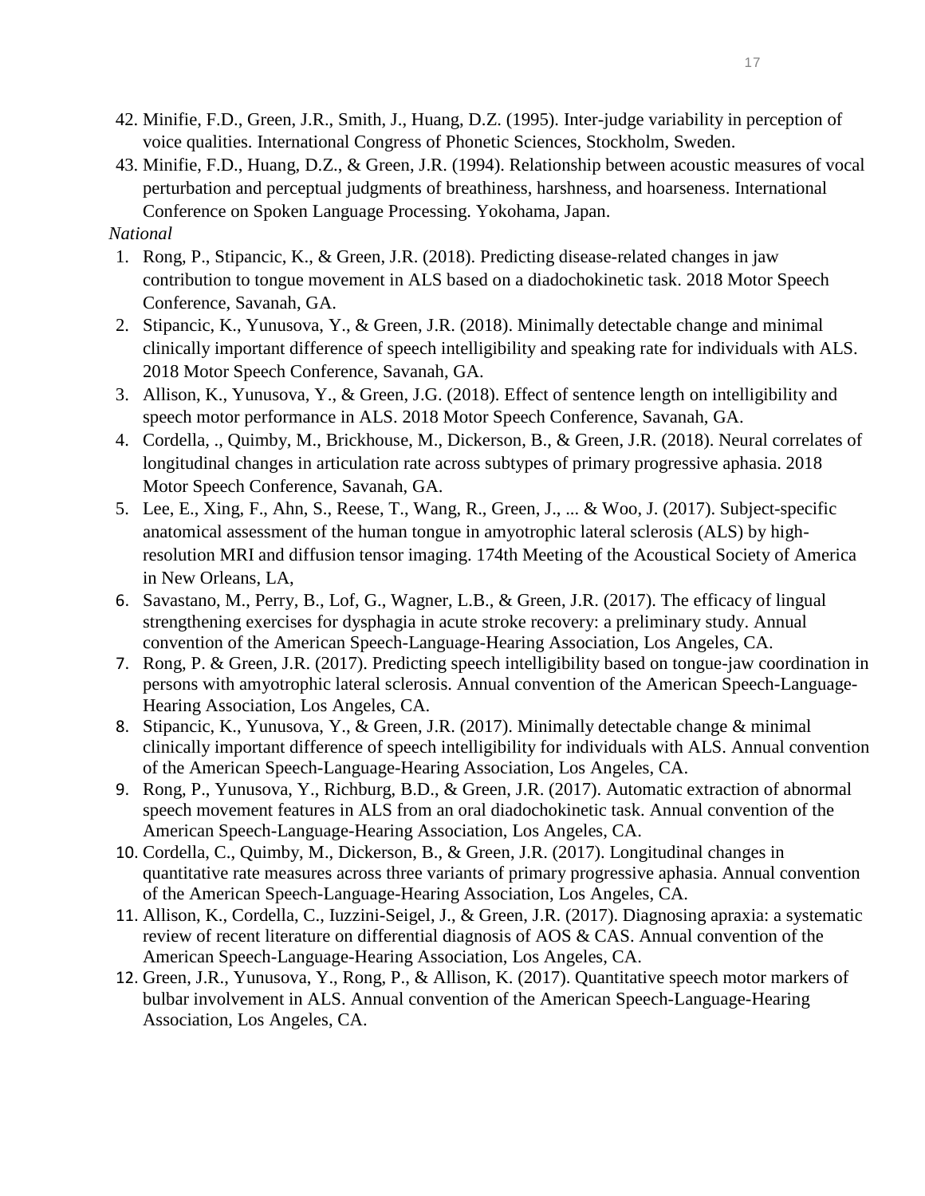42. Minifie, F.D., Green, J.R., Smith, J., Huang, D.Z. (1995). Inter-judge variability in perception of voice qualities. International Congress of Phonetic Sciences, Stockholm, Sweden.
43. Minifie, F.D., Huang, D.Z., & Green, J.R. (1994). Relationship between acoustic measures of vocal perturbation and perceptual judgments of breathiness, harshness, and hoarseness. International Conference on Spoken Language Processing. Yokohama, Japan.

*National*

1. Rong, P., Stipancic, K., & Green, J.R. (2018). Predicting disease-related changes in jaw contribution to tongue movement in ALS based on a diadochokinetic task. 2018 Motor Speech Conference, Savanah, GA.
2. Stipancic, K., Yunusova, Y., & Green, J.R. (2018). Minimally detectable change and minimal clinically important difference of speech intelligibility and speaking rate for individuals with ALS. 2018 Motor Speech Conference, Savanah, GA.
3. Allison, K., Yunusova, Y., & Green, J.G. (2018). Effect of sentence length on intelligibility and speech motor performance in ALS. 2018 Motor Speech Conference, Savanah, GA.
4. Cordella, ., Quimby, M., Brickhouse, M., Dickerson, B., & Green, J.R. (2018). Neural correlates of longitudinal changes in articulation rate across subtypes of primary progressive aphasia. 2018 Motor Speech Conference, Savanah, GA.
5. Lee, E., Xing, F., Ahn, S., Reese, T., Wang, R., Green, J., ... & Woo, J. (2017). Subject-specific anatomical assessment of the human tongue in amyotrophic lateral sclerosis (ALS) by high-resolution MRI and diffusion tensor imaging. 174th Meeting of the Acoustical Society of America in New Orleans, LA,
6. Savastano, M., Perry, B., Lof, G., Wagner, L.B., & Green, J.R. (2017). The efficacy of lingual strengthening exercises for dysphagia in acute stroke recovery: a preliminary study. Annual convention of the American Speech-Language-Hearing Association, Los Angeles, CA.
7. Rong, P. & Green, J.R. (2017). Predicting speech intelligibility based on tongue-jaw coordination in persons with amyotrophic lateral sclerosis. Annual convention of the American Speech-Language-Hearing Association, Los Angeles, CA.
8. Stipancic, K., Yunusova, Y., & Green, J.R. (2017). Minimally detectable change & minimal clinically important difference of speech intelligibility for individuals with ALS. Annual convention of the American Speech-Language-Hearing Association, Los Angeles, CA.
9. Rong, P., Yunusova, Y., Richburg, B.D., & Green, J.R. (2017). Automatic extraction of abnormal speech movement features in ALS from an oral diadochokinetic task. Annual convention of the American Speech-Language-Hearing Association, Los Angeles, CA.
10. Cordella, C., Quimby, M., Dickerson, B., & Green, J.R. (2017). Longitudinal changes in quantitative rate measures across three variants of primary progressive aphasia. Annual convention of the American Speech-Language-Hearing Association, Los Angeles, CA.
11. Allison, K., Cordella, C., Iuzzini-Seigel, J., & Green, J.R. (2017). Diagnosing apraxia: a systematic review of recent literature on differential diagnosis of AOS & CAS. Annual convention of the American Speech-Language-Hearing Association, Los Angeles, CA.
12. Green, J.R., Yunusova, Y., Rong, P., & Allison, K. (2017). Quantitative speech motor markers of bulbar involvement in ALS. Annual convention of the American Speech-Language-Hearing Association, Los Angeles, CA.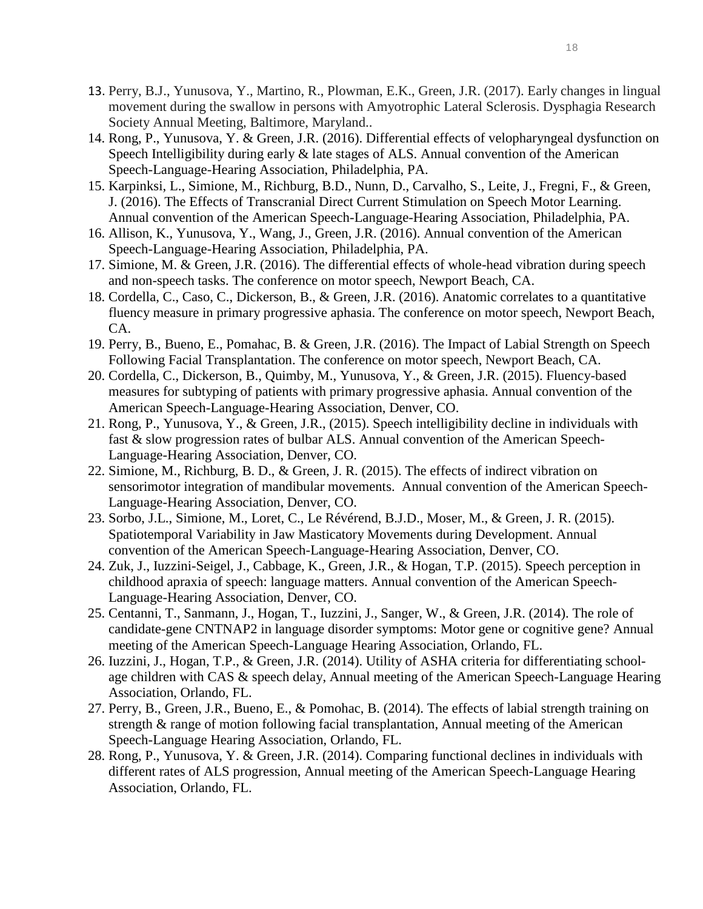13. Perry, B.J., Yunusova, Y., Martino, R., Plowman, E.K., Green, J.R. (2017). Early changes in lingual movement during the swallow in persons with Amyotrophic Lateral Sclerosis. Dysphagia Research Society Annual Meeting, Baltimore, Maryland..
14. Rong, P., Yunusova, Y. & Green, J.R. (2016). Differential effects of velopharyngeal dysfunction on Speech Intelligibility during early & late stages of ALS. Annual convention of the American Speech-Language-Hearing Association, Philadelphia, PA.
15. Karpinksi, L., Simione, M., Richburg, B.D., Nunn, D., Carvalho, S., Leite, J., Fregni, F., & Green, J. (2016). The Effects of Transcranial Direct Current Stimulation on Speech Motor Learning. Annual convention of the American Speech-Language-Hearing Association, Philadelphia, PA.
16. Allison, K., Yunusova, Y., Wang, J., Green, J.R. (2016). Annual convention of the American Speech-Language-Hearing Association, Philadelphia, PA.
17. Simione, M. & Green, J.R. (2016). The differential effects of whole-head vibration during speech and non-speech tasks. The conference on motor speech, Newport Beach, CA.
18. Cordella, C., Caso, C., Dickerson, B., & Green, J.R. (2016). Anatomic correlates to a quantitative fluency measure in primary progressive aphasia. The conference on motor speech, Newport Beach, CA.
19. Perry, B., Bueno, E., Pomahac, B. & Green, J.R. (2016). The Impact of Labial Strength on Speech Following Facial Transplantation. The conference on motor speech, Newport Beach, CA.
20. Cordella, C., Dickerson, B., Quimby, M., Yunusova, Y., & Green, J.R. (2015). Fluency-based measures for subtyping of patients with primary progressive aphasia. Annual convention of the American Speech-Language-Hearing Association, Denver, CO.
21. Rong, P., Yunusova, Y., & Green, J.R., (2015). Speech intelligibility decline in individuals with fast & slow progression rates of bulbar ALS. Annual convention of the American Speech-Language-Hearing Association, Denver, CO.
22. Simione, M., Richburg, B. D., & Green, J. R. (2015). The effects of indirect vibration on sensorimotor integration of mandibular movements. Annual convention of the American Speech-Language-Hearing Association, Denver, CO.
23. Sorbo, J.L., Simione, M., Loret, C., Le Révérend, B.J.D., Moser, M., & Green, J. R. (2015). Spatiotemporal Variability in Jaw Masticatory Movements during Development. Annual convention of the American Speech-Language-Hearing Association, Denver, CO.
24. Zuk, J., Iuzzini-Seigel, J., Cabbage, K., Green, J.R., & Hogan, T.P. (2015). Speech perception in childhood apraxia of speech: language matters. Annual convention of the American Speech-Language-Hearing Association, Denver, CO.
25. Centanni, T., Sanmann, J., Hogan, T., Iuzzini, J., Sanger, W., & Green, J.R. (2014). The role of candidate-gene CNTNAP2 in language disorder symptoms: Motor gene or cognitive gene? Annual meeting of the American Speech-Language Hearing Association, Orlando, FL.
26. Iuzzini, J., Hogan, T.P., & Green, J.R. (2014). Utility of ASHA criteria for differentiating school-age children with CAS & speech delay, Annual meeting of the American Speech-Language Hearing Association, Orlando, FL.
27. Perry, B., Green, J.R., Bueno, E., & Pomohac, B. (2014). The effects of labial strength training on strength & range of motion following facial transplantation, Annual meeting of the American Speech-Language Hearing Association, Orlando, FL.
28. Rong, P., Yunusova, Y. & Green, J.R. (2014). Comparing functional declines in individuals with different rates of ALS progression, Annual meeting of the American Speech-Language Hearing Association, Orlando, FL.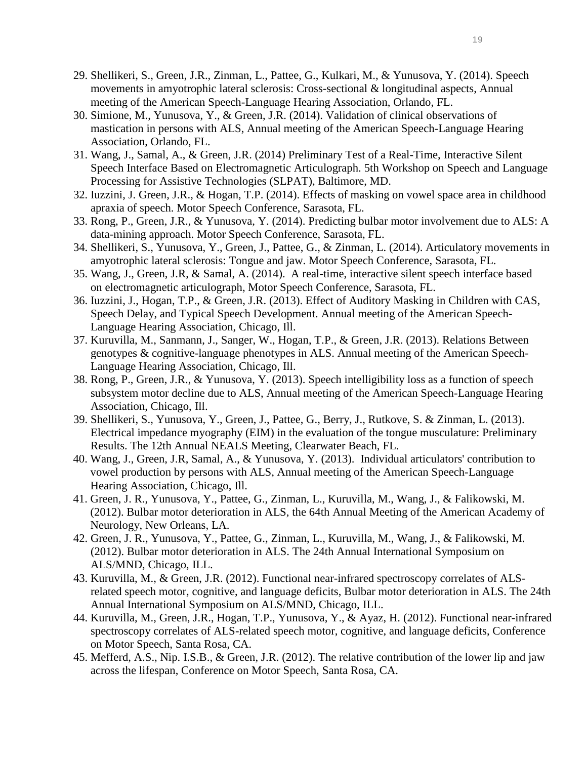29. Shellikeri, S., Green, J.R., Zinman, L., Pattee, G., Kulkari, M., & Yunusova, Y. (2014). Speech movements in amyotrophic lateral sclerosis: Cross-sectional & longitudinal aspects, Annual meeting of the American Speech-Language Hearing Association, Orlando, FL.
30. Simione, M., Yunusova, Y., & Green, J.R. (2014). Validation of clinical observations of mastication in persons with ALS, Annual meeting of the American Speech-Language Hearing Association, Orlando, FL.
31. Wang, J., Samal, A., & Green, J.R. (2014) Preliminary Test of a Real-Time, Interactive Silent Speech Interface Based on Electromagnetic Articulograph. 5th Workshop on Speech and Language Processing for Assistive Technologies (SLPAT), Baltimore, MD.
32. Iuzzini, J. Green, J.R., & Hogan, T.P. (2014). Effects of masking on vowel space area in childhood apraxia of speech. Motor Speech Conference, Sarasota, FL.
33. Rong, P., Green, J.R., & Yunusova, Y. (2014). Predicting bulbar motor involvement due to ALS: A data-mining approach. Motor Speech Conference, Sarasota, FL.
34. Shellikeri, S., Yunusova, Y., Green, J., Pattee, G., & Zinman, L. (2014). Articulatory movements in amyotrophic lateral sclerosis: Tongue and jaw. Motor Speech Conference, Sarasota, FL.
35. Wang, J., Green, J.R, & Samal, A. (2014). A real-time, interactive silent speech interface based on electromagnetic articulograph, Motor Speech Conference, Sarasota, FL.
36. Iuzzini, J., Hogan, T.P., & Green, J.R. (2013). Effect of Auditory Masking in Children with CAS, Speech Delay, and Typical Speech Development. Annual meeting of the American Speech-Language Hearing Association, Chicago, Ill.
37. Kuruvilla, M., Sanmann, J., Sanger, W., Hogan, T.P., & Green, J.R. (2013). Relations Between genotypes & cognitive-language phenotypes in ALS. Annual meeting of the American Speech-Language Hearing Association, Chicago, Ill.
38. Rong, P., Green, J.R., & Yunusova, Y. (2013). Speech intelligibility loss as a function of speech subsystem motor decline due to ALS, Annual meeting of the American Speech-Language Hearing Association, Chicago, Ill.
39. Shellikeri, S., Yunusova, Y., Green, J., Pattee, G., Berry, J., Rutkove, S. & Zinman, L. (2013). Electrical impedance myography (EIM) in the evaluation of the tongue musculature: Preliminary Results. The 12th Annual NEALS Meeting, Clearwater Beach, FL.
40. Wang, J., Green, J.R, Samal, A., & Yunusova, Y. (2013). Individual articulators' contribution to vowel production by persons with ALS, Annual meeting of the American Speech-Language Hearing Association, Chicago, Ill.
41. Green, J. R., Yunusova, Y., Pattee, G., Zinman, L., Kuruvilla, M., Wang, J., & Falikowski, M. (2012). Bulbar motor deterioration in ALS, the 64th Annual Meeting of the American Academy of Neurology, New Orleans, LA.
42. Green, J. R., Yunusova, Y., Pattee, G., Zinman, L., Kuruvilla, M., Wang, J., & Falikowski, M. (2012). Bulbar motor deterioration in ALS. The 24th Annual International Symposium on ALS/MND, Chicago, ILL.
43. Kuruvilla, M., & Green, J.R. (2012). Functional near-infrared spectroscopy correlates of ALS-related speech motor, cognitive, and language deficits, Bulbar motor deterioration in ALS. The 24th Annual International Symposium on ALS/MND, Chicago, ILL.
44. Kuruvilla, M., Green, J.R., Hogan, T.P., Yunusova, Y., & Ayaz, H. (2012). Functional near-infrared spectroscopy correlates of ALS-related speech motor, cognitive, and language deficits, Conference on Motor Speech, Santa Rosa, CA.
45. Mefferd, A.S., Nip. I.S.B., & Green, J.R. (2012). The relative contribution of the lower lip and jaw across the lifespan, Conference on Motor Speech, Santa Rosa, CA.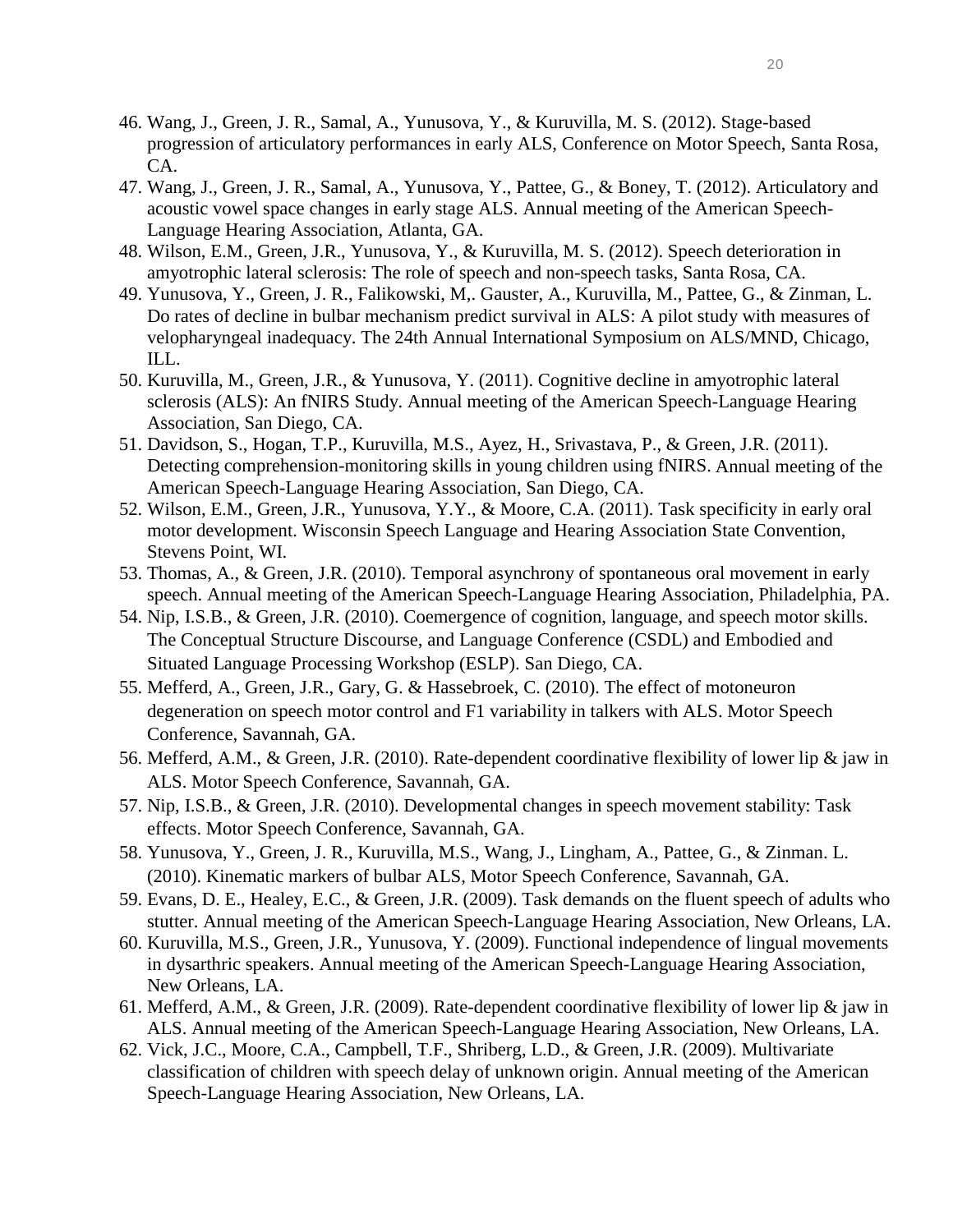46. Wang, J., Green, J. R., Samal, A., Yunusova, Y., & Kuruvilla, M. S. (2012). Stage-based progression of articulatory performances in early ALS, Conference on Motor Speech, Santa Rosa, CA.
47. Wang, J., Green, J. R., Samal, A., Yunusova, Y., Pattee, G., & Boney, T. (2012). Articulatory and acoustic vowel space changes in early stage ALS. Annual meeting of the American Speech-Language Hearing Association, Atlanta, GA.
48. Wilson, E.M., Green, J.R., Yunusova, Y., & Kuruvilla, M. S. (2012). Speech deterioration in amyotrophic lateral sclerosis: The role of speech and non-speech tasks, Santa Rosa, CA.
49. Yunusova, Y., Green, J. R., Falikowski, M,. Gauster, A., Kuruvilla, M., Pattee, G., & Zinman, L. Do rates of decline in bulbar mechanism predict survival in ALS: A pilot study with measures of velopharyngeal inadequacy. The 24th Annual International Symposium on ALS/MND, Chicago, ILL.
50. Kuruvilla, M., Green, J.R., & Yunusova, Y. (2011). Cognitive decline in amyotrophic lateral sclerosis (ALS): An fNIRS Study. Annual meeting of the American Speech-Language Hearing Association, San Diego, CA.
51. Davidson, S., Hogan, T.P., Kuruvilla, M.S., Ayez, H., Srivastava, P., & Green, J.R. (2011). Detecting comprehension-monitoring skills in young children using fNIRS. Annual meeting of the American Speech-Language Hearing Association, San Diego, CA.
52. Wilson, E.M., Green, J.R., Yunusova, Y.Y., & Moore, C.A. (2011). Task specificity in early oral motor development. Wisconsin Speech Language and Hearing Association State Convention, Stevens Point, WI.
53. Thomas, A., & Green, J.R. (2010). Temporal asynchrony of spontaneous oral movement in early speech. Annual meeting of the American Speech-Language Hearing Association, Philadelphia, PA.
54. Nip, I.S.B., & Green, J.R. (2010). Coemergence of cognition, language, and speech motor skills. The Conceptual Structure Discourse, and Language Conference (CSDL) and Embodied and Situated Language Processing Workshop (ESLP). San Diego, CA.
55. Mefferd, A., Green, J.R., Gary, G. & Hassebroek, C. (2010). The effect of motoneuron degeneration on speech motor control and F1 variability in talkers with ALS. Motor Speech Conference, Savannah, GA.
56. Mefferd, A.M., & Green, J.R. (2010). Rate-dependent coordinative flexibility of lower lip & jaw in ALS. Motor Speech Conference, Savannah, GA.
57. Nip, I.S.B., & Green, J.R. (2010). Developmental changes in speech movement stability: Task effects. Motor Speech Conference, Savannah, GA.
58. Yunusova, Y., Green, J. R., Kuruvilla, M.S., Wang, J., Lingham, A., Pattee, G., & Zinman. L. (2010). Kinematic markers of bulbar ALS, Motor Speech Conference, Savannah, GA.
59. Evans, D. E., Healey, E.C., & Green, J.R. (2009). Task demands on the fluent speech of adults who stutter. Annual meeting of the American Speech-Language Hearing Association, New Orleans, LA.
60. Kuruvilla, M.S., Green, J.R., Yunusova, Y. (2009). Functional independence of lingual movements in dysarthric speakers. Annual meeting of the American Speech-Language Hearing Association, New Orleans, LA.
61. Mefferd, A.M., & Green, J.R. (2009). Rate-dependent coordinative flexibility of lower lip & jaw in ALS. Annual meeting of the American Speech-Language Hearing Association, New Orleans, LA.
62. Vick, J.C., Moore, C.A., Campbell, T.F., Shriberg, L.D., & Green, J.R. (2009). Multivariate classification of children with speech delay of unknown origin. Annual meeting of the American Speech-Language Hearing Association, New Orleans, LA.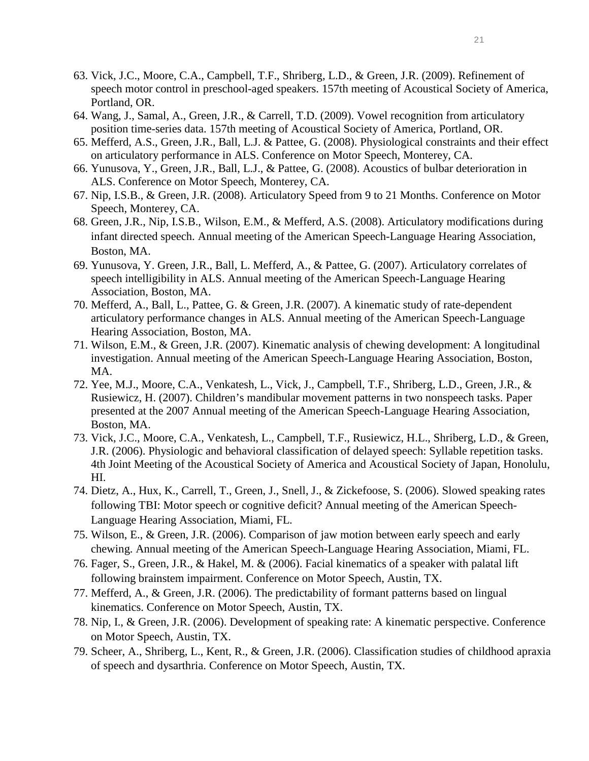63. Vick, J.C., Moore, C.A., Campbell, T.F., Shriberg, L.D., & Green, J.R. (2009). Refinement of speech motor control in preschool-aged speakers. 157th meeting of Acoustical Society of America, Portland, OR.
64. Wang, J., Samal, A., Green, J.R., & Carrell, T.D. (2009). Vowel recognition from articulatory position time-series data. 157th meeting of Acoustical Society of America, Portland, OR.
65. Mefferd, A.S., Green, J.R., Ball, L.J. & Pattee, G. (2008). Physiological constraints and their effect on articulatory performance in ALS. Conference on Motor Speech, Monterey, CA.
66. Yunusova, Y., Green, J.R., Ball, L.J., & Pattee, G. (2008). Acoustics of bulbar deterioration in ALS. Conference on Motor Speech, Monterey, CA.
67. Nip, I.S.B., & Green, J.R. (2008). Articulatory Speed from 9 to 21 Months. Conference on Motor Speech, Monterey, CA.
68. Green, J.R., Nip, I.S.B., Wilson, E.M., & Mefferd, A.S. (2008). Articulatory modifications during infant directed speech. Annual meeting of the American Speech-Language Hearing Association, Boston, MA.
69. Yunusova, Y. Green, J.R., Ball, L. Mefferd, A., & Pattee, G. (2007). Articulatory correlates of speech intelligibility in ALS. Annual meeting of the American Speech-Language Hearing Association, Boston, MA.
70. Mefferd, A., Ball, L., Pattee, G. & Green, J.R. (2007). A kinematic study of rate-dependent articulatory performance changes in ALS. Annual meeting of the American Speech-Language Hearing Association, Boston, MA.
71. Wilson, E.M., & Green, J.R. (2007). Kinematic analysis of chewing development: A longitudinal investigation. Annual meeting of the American Speech-Language Hearing Association, Boston, MA.
72. Yee, M.J., Moore, C.A., Venkatesh, L., Vick, J., Campbell, T.F., Shriberg, L.D., Green, J.R., & Rusiewicz, H. (2007). Children's mandibular movement patterns in two nonspeech tasks. Paper presented at the 2007 Annual meeting of the American Speech-Language Hearing Association, Boston, MA.
73. Vick, J.C., Moore, C.A., Venkatesh, L., Campbell, T.F., Rusiewicz, H.L., Shriberg, L.D., & Green, J.R. (2006). Physiologic and behavioral classification of delayed speech: Syllable repetition tasks. 4th Joint Meeting of the Acoustical Society of America and Acoustical Society of Japan, Honolulu, HI.
74. Dietz, A., Hux, K., Carrell, T., Green, J., Snell, J., & Zickefoose, S. (2006). Slowed speaking rates following TBI: Motor speech or cognitive deficit? Annual meeting of the American Speech-Language Hearing Association, Miami, FL.
75. Wilson, E., & Green, J.R. (2006). Comparison of jaw motion between early speech and early chewing. Annual meeting of the American Speech-Language Hearing Association, Miami, FL.
76. Fager, S., Green, J.R., & Hakel, M. & (2006). Facial kinematics of a speaker with palatal lift following brainstem impairment. Conference on Motor Speech, Austin, TX.
77. Mefferd, A., & Green, J.R. (2006). The predictability of formant patterns based on lingual kinematics. Conference on Motor Speech, Austin, TX.
78. Nip, I., & Green, J.R. (2006). Development of speaking rate: A kinematic perspective. Conference on Motor Speech, Austin, TX.
79. Scheer, A., Shriberg, L., Kent, R., & Green, J.R. (2006). Classification studies of childhood apraxia of speech and dysarthria. Conference on Motor Speech, Austin, TX.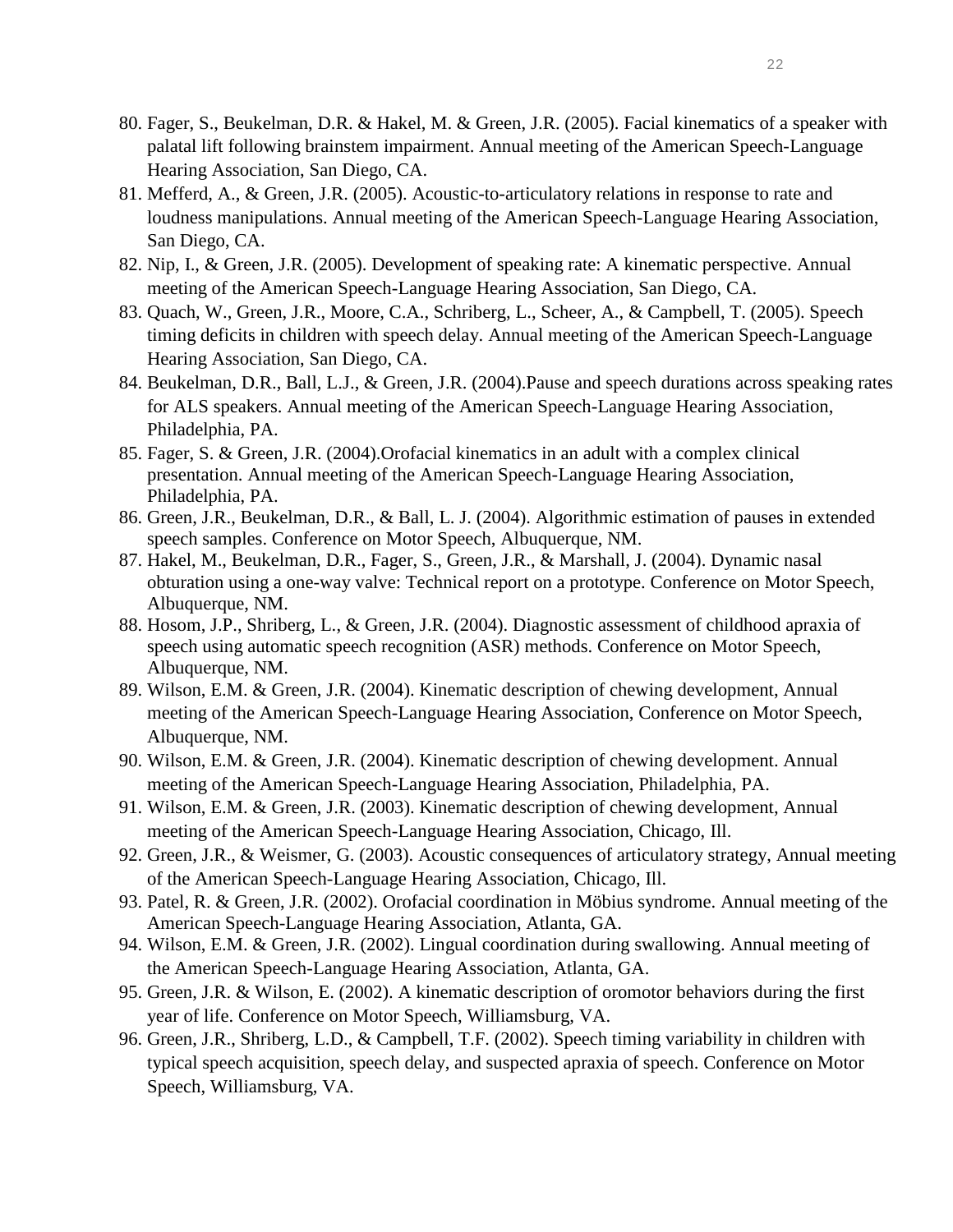80. Fager, S., Beukelman, D.R. & Hakel, M. & Green, J.R. (2005). Facial kinematics of a speaker with palatal lift following brainstem impairment. Annual meeting of the American Speech-Language Hearing Association, San Diego, CA.
81. Mefferd, A., & Green, J.R. (2005). Acoustic-to-articulatory relations in response to rate and loudness manipulations. Annual meeting of the American Speech-Language Hearing Association, San Diego, CA.
82. Nip, I., & Green, J.R. (2005). Development of speaking rate: A kinematic perspective. Annual meeting of the American Speech-Language Hearing Association, San Diego, CA.
83. Quach, W., Green, J.R., Moore, C.A., Schriberg, L., Scheer, A., & Campbell, T. (2005). Speech timing deficits in children with speech delay. Annual meeting of the American Speech-Language Hearing Association, San Diego, CA.
84. Beukelman, D.R., Ball, L.J., & Green, J.R. (2004).Pause and speech durations across speaking rates for ALS speakers. Annual meeting of the American Speech-Language Hearing Association, Philadelphia, PA.
85. Fager, S. & Green, J.R. (2004).Orofacial kinematics in an adult with a complex clinical presentation. Annual meeting of the American Speech-Language Hearing Association, Philadelphia, PA.
86. Green, J.R., Beukelman, D.R., & Ball, L. J. (2004). Algorithmic estimation of pauses in extended speech samples. Conference on Motor Speech, Albuquerque, NM.
87. Hakel, M., Beukelman, D.R., Fager, S., Green, J.R., & Marshall, J. (2004). Dynamic nasal obturation using a one-way valve: Technical report on a prototype. Conference on Motor Speech, Albuquerque, NM.
88. Hosom, J.P., Shriberg, L., & Green, J.R. (2004). Diagnostic assessment of childhood apraxia of speech using automatic speech recognition (ASR) methods. Conference on Motor Speech, Albuquerque, NM.
89. Wilson, E.M. & Green, J.R. (2004). Kinematic description of chewing development, Annual meeting of the American Speech-Language Hearing Association, Conference on Motor Speech, Albuquerque, NM.
90. Wilson, E.M. & Green, J.R. (2004). Kinematic description of chewing development. Annual meeting of the American Speech-Language Hearing Association, Philadelphia, PA.
91. Wilson, E.M. & Green, J.R. (2003). Kinematic description of chewing development, Annual meeting of the American Speech-Language Hearing Association, Chicago, Ill.
92. Green, J.R., & Weismer, G. (2003). Acoustic consequences of articulatory strategy, Annual meeting of the American Speech-Language Hearing Association, Chicago, Ill.
93. Patel, R. & Green, J.R. (2002). Orofacial coordination in Möbius syndrome. Annual meeting of the American Speech-Language Hearing Association, Atlanta, GA.
94. Wilson, E.M. & Green, J.R. (2002). Lingual coordination during swallowing. Annual meeting of the American Speech-Language Hearing Association, Atlanta, GA.
95. Green, J.R. & Wilson, E. (2002). A kinematic description of oromotor behaviors during the first year of life. Conference on Motor Speech, Williamsburg, VA.
96. Green, J.R., Shriberg, L.D., & Campbell, T.F. (2002). Speech timing variability in children with typical speech acquisition, speech delay, and suspected apraxia of speech. Conference on Motor Speech, Williamsburg, VA.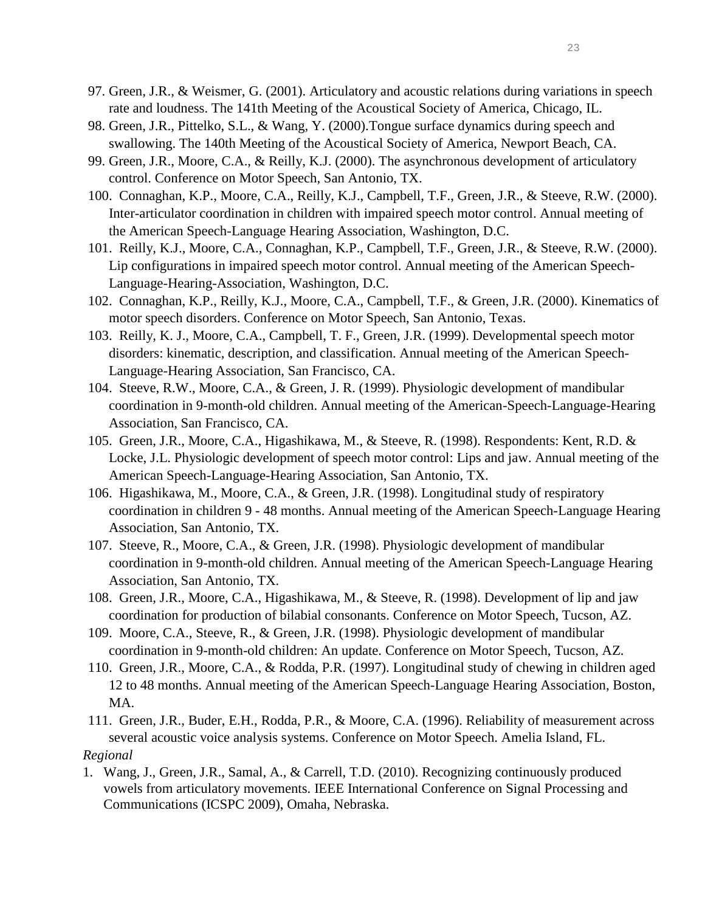97. Green, J.R., & Weismer, G. (2001). Articulatory and acoustic relations during variations in speech rate and loudness. The 141th Meeting of the Acoustical Society of America, Chicago, IL.
98. Green, J.R., Pittelko, S.L., & Wang, Y. (2000).Tongue surface dynamics during speech and swallowing. The 140th Meeting of the Acoustical Society of America, Newport Beach, CA.
99. Green, J.R., Moore, C.A., & Reilly, K.J. (2000). The asynchronous development of articulatory control. Conference on Motor Speech, San Antonio, TX.
100. Connaghan, K.P., Moore, C.A., Reilly, K.J., Campbell, T.F., Green, J.R., & Steeve, R.W. (2000). Inter-articulator coordination in children with impaired speech motor control. Annual meeting of the American Speech-Language Hearing Association, Washington, D.C.
101. Reilly, K.J., Moore, C.A., Connaghan, K.P., Campbell, T.F., Green, J.R., & Steeve, R.W. (2000). Lip configurations in impaired speech motor control. Annual meeting of the American Speech-Language-Hearing-Association, Washington, D.C.
102. Connaghan, K.P., Reilly, K.J., Moore, C.A., Campbell, T.F., & Green, J.R. (2000). Kinematics of motor speech disorders. Conference on Motor Speech, San Antonio, Texas.
103. Reilly, K. J., Moore, C.A., Campbell, T. F., Green, J.R. (1999). Developmental speech motor disorders: kinematic, description, and classification. Annual meeting of the American Speech-Language-Hearing Association, San Francisco, CA.
104. Steeve, R.W., Moore, C.A., & Green, J. R. (1999). Physiologic development of mandibular coordination in 9-month-old children. Annual meeting of the American-Speech-Language-Hearing Association, San Francisco, CA.
105. Green, J.R., Moore, C.A., Higashikawa, M., & Steeve, R. (1998). Respondents: Kent, R.D. & Locke, J.L. Physiologic development of speech motor control: Lips and jaw. Annual meeting of the American Speech-Language-Hearing Association, San Antonio, TX.
106. Higashikawa, M., Moore, C.A., & Green, J.R. (1998). Longitudinal study of respiratory coordination in children 9 - 48 months. Annual meeting of the American Speech-Language Hearing Association, San Antonio, TX.
107. Steeve, R., Moore, C.A., & Green, J.R. (1998). Physiologic development of mandibular coordination in 9-month-old children. Annual meeting of the American Speech-Language Hearing Association, San Antonio, TX.
108. Green, J.R., Moore, C.A., Higashikawa, M., & Steeve, R. (1998). Development of lip and jaw coordination for production of bilabial consonants. Conference on Motor Speech, Tucson, AZ.
109. Moore, C.A., Steeve, R., & Green, J.R. (1998). Physiologic development of mandibular coordination in 9-month-old children: An update. Conference on Motor Speech, Tucson, AZ.
110. Green, J.R., Moore, C.A., & Rodda, P.R. (1997). Longitudinal study of chewing in children aged 12 to 48 months. Annual meeting of the American Speech-Language Hearing Association, Boston, MA.
111. Green, J.R., Buder, E.H., Rodda, P.R., & Moore, C.A. (1996). Reliability of measurement across several acoustic voice analysis systems. Conference on Motor Speech. Amelia Island, FL.

*Regional*

1. Wang, J., Green, J.R., Samal, A., & Carrell, T.D. (2010). Recognizing continuously produced vowels from articulatory movements. IEEE International Conference on Signal Processing and Communications (ICSPC 2009), Omaha, Nebraska.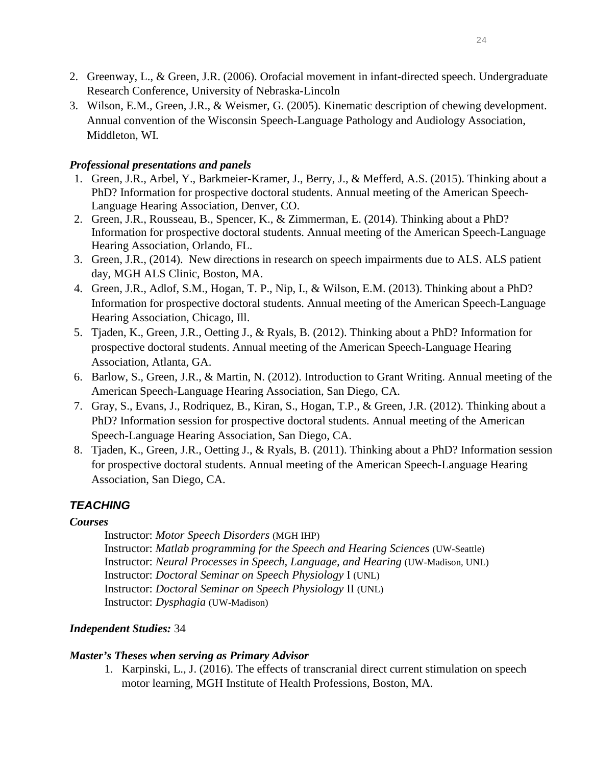2. Greenway, L., & Green, J.R. (2006). Orofacial movement in infant-directed speech. Undergraduate Research Conference, University of Nebraska-Lincoln
3. Wilson, E.M., Green, J.R., & Weismer, G. (2005). Kinematic description of chewing development. Annual convention of the Wisconsin Speech-Language Pathology and Audiology Association, Middleton, WI.

***Professional presentations and panels***

1. Green, J.R., Arbel, Y., Barkmeier-Kramer, J., Berry, J., & Mefferd, A.S. (2015). Thinking about a PhD? Information for prospective doctoral students. Annual meeting of the American Speech-Language Hearing Association, Denver, CO.
2. Green, J.R., Rousseau, B., Spencer, K., & Zimmerman, E. (2014). Thinking about a PhD? Information for prospective doctoral students. Annual meeting of the American Speech-Language Hearing Association, Orlando, FL.
3. Green, J.R., (2014). New directions in research on speech impairments due to ALS. ALS patient day, MGH ALS Clinic, Boston, MA.
4. Green, J.R., Adlof, S.M., Hogan, T. P., Nip, I., & Wilson, E.M. (2013). Thinking about a PhD? Information for prospective doctoral students. Annual meeting of the American Speech-Language Hearing Association, Chicago, Ill.
5. Tjaden, K., Green, J.R., Oetting J., & Ryals, B. (2012). Thinking about a PhD? Information for prospective doctoral students. Annual meeting of the American Speech-Language Hearing Association, Atlanta, GA.
6. Barlow, S., Green, J.R., & Martin, N. (2012). Introduction to Grant Writing. Annual meeting of the American Speech-Language Hearing Association, San Diego, CA.
7. Gray, S., Evans, J., Rodriquez, B., Kiran, S., Hogan, T.P., & Green, J.R. (2012). Thinking about a PhD? Information session for prospective doctoral students. Annual meeting of the American Speech-Language Hearing Association, San Diego, CA.
8. Tjaden, K., Green, J.R., Oetting J., & Ryals, B. (2011). Thinking about a PhD? Information session for prospective doctoral students. Annual meeting of the American Speech-Language Hearing Association, San Diego, CA.

## ***TEACHING***

***Courses***

Instructor: *Motor Speech Disorders* (MGH IHP)
Instructor: *Matlab programming for the Speech and Hearing Sciences* (UW-Seattle)
Instructor: *Neural Processes in Speech, Language, and Hearing* (UW-Madison, UNL)
Instructor: *Doctoral Seminar on Speech Physiology* I (UNL)
Instructor: *Doctoral Seminar on Speech Physiology* II (UNL)
Instructor: *Dysphagia* (UW-Madison)

***Independent Studies:*** 34

***Master's Theses when serving as Primary Advisor***

1. Karpinski, L., J. (2016). The effects of transcranial direct current stimulation on speech motor learning, MGH Institute of Health Professions, Boston, MA.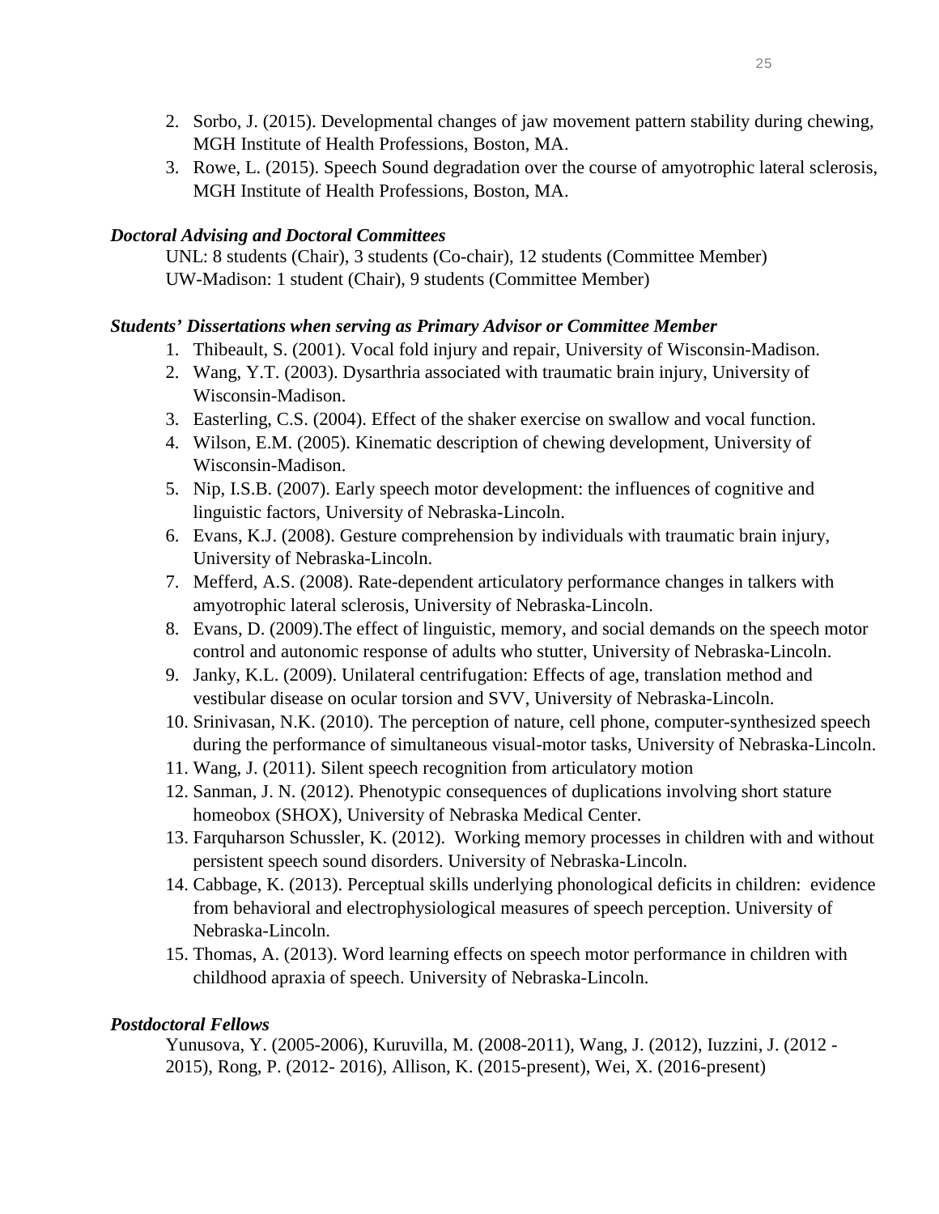2. Sorbo, J. (2015). Developmental changes of jaw movement pattern stability during chewing, MGH Institute of Health Professions, Boston, MA.
3. Rowe, L. (2015). Speech Sound degradation over the course of amyotrophic lateral sclerosis, MGH Institute of Health Professions, Boston, MA.

***Doctoral Advising and Doctoral Committees***

UNL: 8 students (Chair), 3 students (Co-chair), 12 students (Committee Member)
UW-Madison: 1 student (Chair), 9 students (Committee Member)

***Students' Dissertations when serving as Primary Advisor or Committee Member***

1. Thibeault, S. (2001). Vocal fold injury and repair, University of Wisconsin-Madison.
2. Wang, Y.T. (2003). Dysarthria associated with traumatic brain injury, University of Wisconsin-Madison.
3. Easterling, C.S. (2004). Effect of the shaker exercise on swallow and vocal function.
4. Wilson, E.M. (2005). Kinematic description of chewing development, University of Wisconsin-Madison.
5. Nip, I.S.B. (2007). Early speech motor development: the influences of cognitive and linguistic factors, University of Nebraska-Lincoln.
6. Evans, K.J. (2008). Gesture comprehension by individuals with traumatic brain injury, University of Nebraska-Lincoln.
7. Mefferd, A.S. (2008). Rate-dependent articulatory performance changes in talkers with amyotrophic lateral sclerosis, University of Nebraska-Lincoln.
8. Evans, D. (2009).The effect of linguistic, memory, and social demands on the speech motor control and autonomic response of adults who stutter, University of Nebraska-Lincoln.
9. Janky, K.L. (2009). Unilateral centrifugation: Effects of age, translation method and vestibular disease on ocular torsion and SVV, University of Nebraska-Lincoln.
10. Srinivasan, N.K. (2010). The perception of nature, cell phone, computer-synthesized speech during the performance of simultaneous visual-motor tasks, University of Nebraska-Lincoln.
11. Wang, J. (2011). Silent speech recognition from articulatory motion
12. Sanman, J. N. (2012). Phenotypic consequences of duplications involving short stature homeobox (SHOX), University of Nebraska Medical Center.
13. Farquharson Schussler, K. (2012). Working memory processes in children with and without persistent speech sound disorders. University of Nebraska-Lincoln.
14. Cabbage, K. (2013). Perceptual skills underlying phonological deficits in children: evidence from behavioral and electrophysiological measures of speech perception. University of Nebraska-Lincoln.
15. Thomas, A. (2013). Word learning effects on speech motor performance in children with childhood apraxia of speech. University of Nebraska-Lincoln.

***Postdoctoral Fellows***

Yunusova, Y. (2005-2006), Kuruvilla, M. (2008-2011), Wang, J. (2012), Iuzzini, J. (2012 - 2015), Rong, P. (2012- 2016), Allison, K. (2015-present), Wei, X. (2016-present)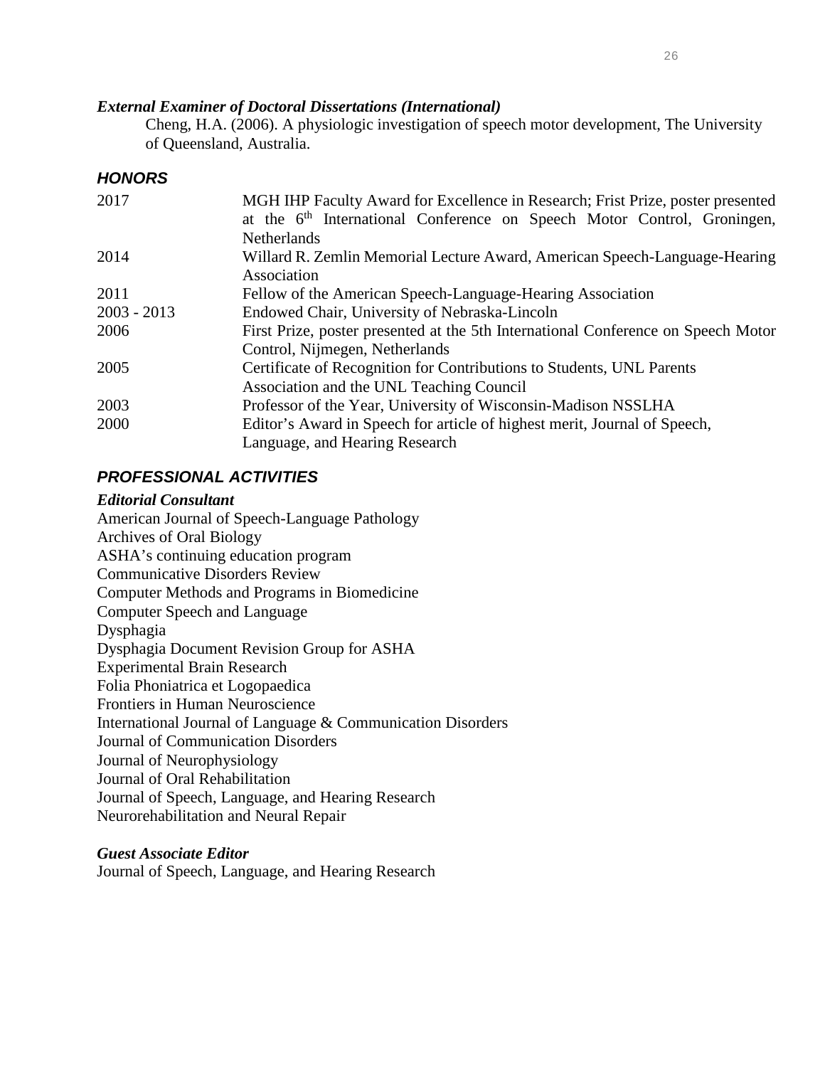*External Examiner of Doctoral Dissertations (International)*

Cheng, H.A. (2006). A physiologic investigation of speech motor development, The University of Queensland, Australia.

## HONORS

| | |
|---|---|
| 2017 | MGH IHP Faculty Award for Excellence in Research; Frist Prize, poster presented at the 6th International Conference on Speech Motor Control, Groningen, Netherlands |
| 2014 | Willard R. Zemlin Memorial Lecture Award, American Speech-Language-Hearing Association |
| 2011 | Fellow of the American Speech-Language-Hearing Association |
| 2003 - 2013 | Endowed Chair, University of Nebraska-Lincoln |
| 2006 | First Prize, poster presented at the 5th International Conference on Speech Motor Control, Nijmegen, Netherlands |
| 2005 | Certificate of Recognition for Contributions to Students, UNL Parents Association and the UNL Teaching Council |
| 2003 | Professor of the Year, University of Wisconsin-Madison NSSLHA |
| 2000 | Editor's Award in Speech for article of highest merit, Journal of Speech, Language, and Hearing Research |

## PROFESSIONAL ACTIVITIES

### *Editorial Consultant*

American Journal of Speech-Language Pathology
Archives of Oral Biology
ASHA's continuing education program
Communicative Disorders Review
Computer Methods and Programs in Biomedicine
Computer Speech and Language
Dysphagia
Dysphagia Document Revision Group for ASHA
Experimental Brain Research
Folia Phoniatrica et Logopaedica
Frontiers in Human Neuroscience
International Journal of Language & Communication Disorders
Journal of Communication Disorders
Journal of Neurophysiology
Journal of Oral Rehabilitation
Journal of Speech, Language, and Hearing Research
Neurorehabilitation and Neural Repair

### *Guest Associate Editor*

Journal of Speech, Language, and Hearing Research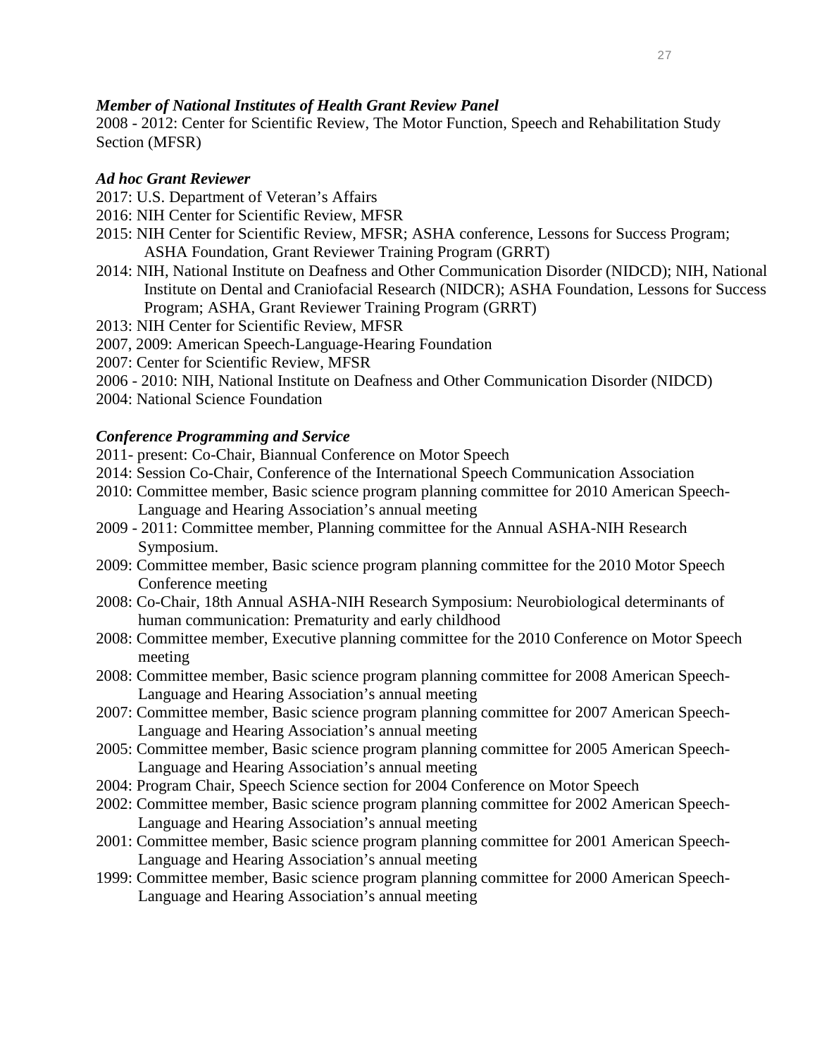***Member of National Institutes of Health Grant Review Panel***

2008 - 2012: Center for Scientific Review, The Motor Function, Speech and Rehabilitation Study Section (MFSR)

***Ad hoc Grant Reviewer***

2017: U.S. Department of Veteran's Affairs

2016: NIH Center for Scientific Review, MFSR

2015: NIH Center for Scientific Review, MFSR; ASHA conference, Lessons for Success Program; ASHA Foundation, Grant Reviewer Training Program (GRRT)

2014: NIH, National Institute on Deafness and Other Communication Disorder (NIDCD); NIH, National Institute on Dental and Craniofacial Research (NIDCR); ASHA Foundation, Lessons for Success Program; ASHA, Grant Reviewer Training Program (GRRT)

2013: NIH Center for Scientific Review, MFSR

2007, 2009: American Speech-Language-Hearing Foundation

2007: Center for Scientific Review, MFSR

2006 - 2010: NIH, National Institute on Deafness and Other Communication Disorder (NIDCD)

2004: National Science Foundation

***Conference Programming and Service***

2011- present: Co-Chair, Biannual Conference on Motor Speech

2014: Session Co-Chair, Conference of the International Speech Communication Association

2010: Committee member, Basic science program planning committee for 2010 American Speech-Language and Hearing Association's annual meeting

2009 - 2011: Committee member, Planning committee for the Annual ASHA-NIH Research Symposium.

2009: Committee member, Basic science program planning committee for the 2010 Motor Speech Conference meeting

2008: Co-Chair, 18th Annual ASHA-NIH Research Symposium: Neurobiological determinants of human communication: Prematurity and early childhood

2008: Committee member, Executive planning committee for the 2010 Conference on Motor Speech meeting

2008: Committee member, Basic science program planning committee for 2008 American Speech-Language and Hearing Association's annual meeting

2007: Committee member, Basic science program planning committee for 2007 American Speech-Language and Hearing Association's annual meeting

2005: Committee member, Basic science program planning committee for 2005 American Speech-Language and Hearing Association's annual meeting

2004: Program Chair, Speech Science section for 2004 Conference on Motor Speech

2002: Committee member, Basic science program planning committee for 2002 American Speech-Language and Hearing Association's annual meeting

2001: Committee member, Basic science program planning committee for 2001 American Speech-Language and Hearing Association's annual meeting

1999: Committee member, Basic science program planning committee for 2000 American Speech-Language and Hearing Association's annual meeting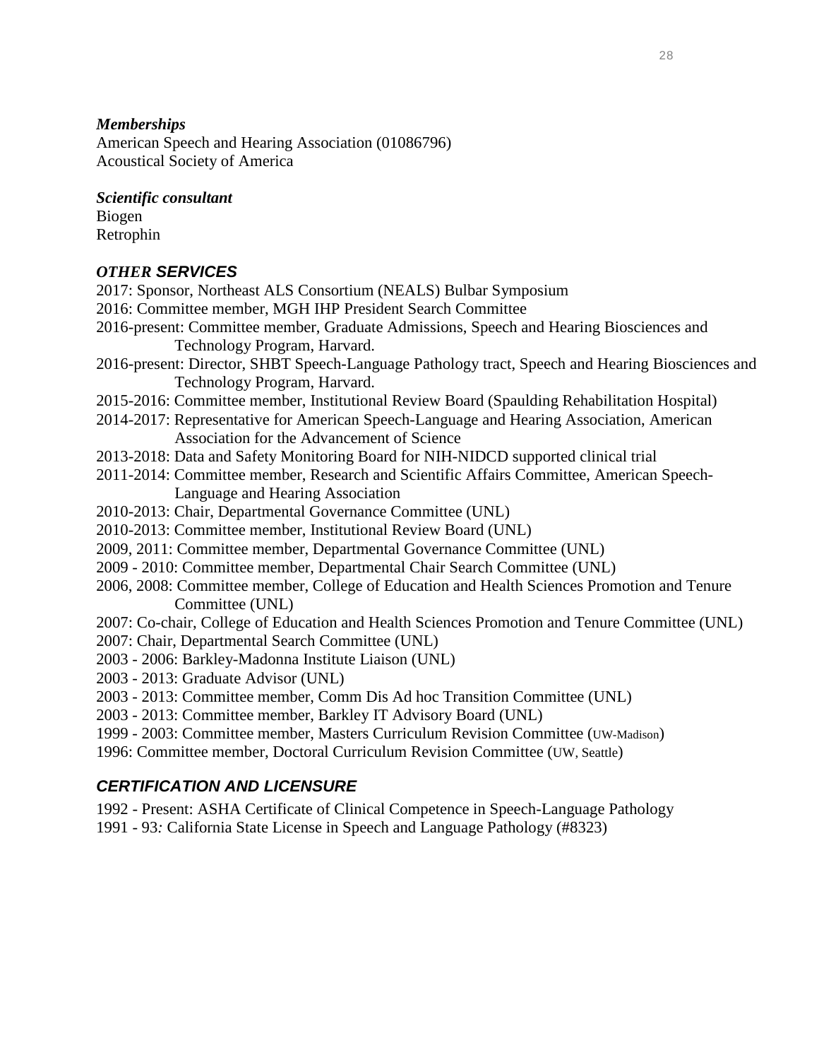***Memberships***

American Speech and Hearing Association (01086796)
Acoustical Society of America

***Scientific consultant***

Biogen
Retrophin

## *OTHER* SERVICES

2017: Sponsor, Northeast ALS Consortium (NEALS) Bulbar Symposium
2016: Committee member, MGH IHP President Search Committee
2016-present: Committee member, Graduate Admissions, Speech and Hearing Biosciences and Technology Program, Harvard.
2016-present: Director, SHBT Speech-Language Pathology tract, Speech and Hearing Biosciences and Technology Program, Harvard.
2015-2016: Committee member, Institutional Review Board (Spaulding Rehabilitation Hospital)
2014-2017: Representative for American Speech-Language and Hearing Association, American Association for the Advancement of Science
2013-2018: Data and Safety Monitoring Board for NIH-NIDCD supported clinical trial
2011-2014: Committee member, Research and Scientific Affairs Committee, American Speech-Language and Hearing Association
2010-2013: Chair, Departmental Governance Committee (UNL)
2010-2013: Committee member, Institutional Review Board (UNL)
2009, 2011: Committee member, Departmental Governance Committee (UNL)
2009 - 2010: Committee member, Departmental Chair Search Committee (UNL)
2006, 2008: Committee member, College of Education and Health Sciences Promotion and Tenure Committee (UNL)
2007: Co-chair, College of Education and Health Sciences Promotion and Tenure Committee (UNL)
2007: Chair, Departmental Search Committee (UNL)
2003 - 2006: Barkley-Madonna Institute Liaison (UNL)
2003 - 2013: Graduate Advisor (UNL)
2003 - 2013: Committee member, Comm Dis Ad hoc Transition Committee (UNL)
2003 - 2013: Committee member, Barkley IT Advisory Board (UNL)
1999 - 2003: Committee member, Masters Curriculum Revision Committee (UW-Madison)
1996: Committee member, Doctoral Curriculum Revision Committee (UW, Seattle)

## CERTIFICATION AND LICENSURE

1992 - Present: ASHA Certificate of Clinical Competence in Speech-Language Pathology
1991 - 93*:* California State License in Speech and Language Pathology (#8323)